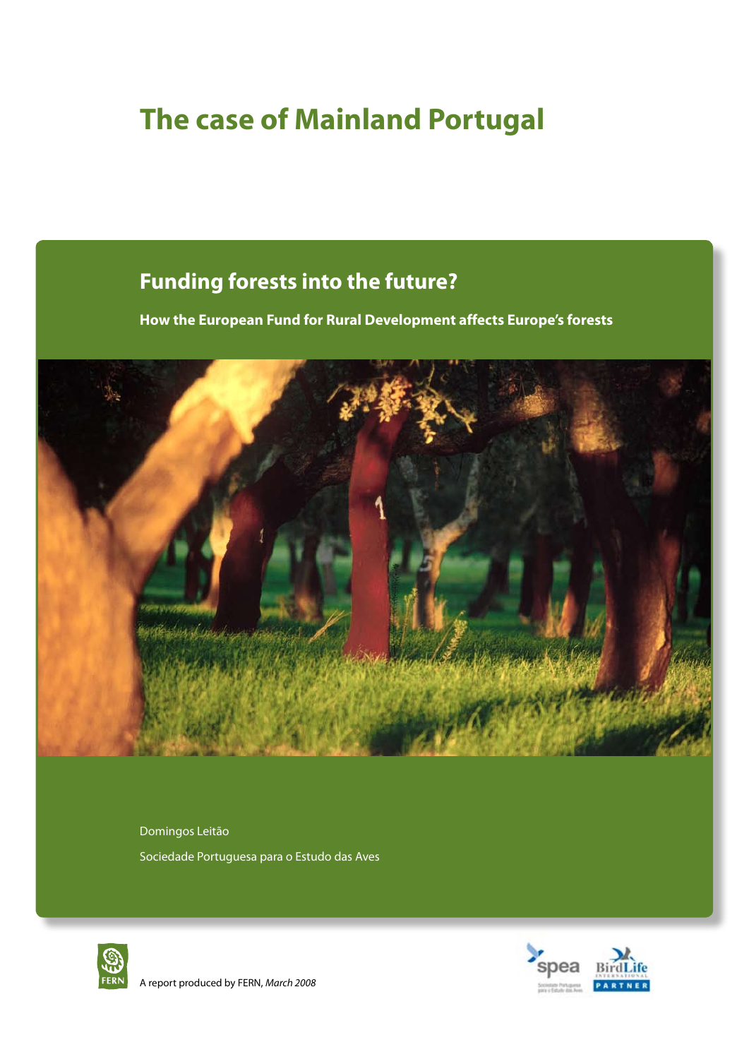# The case of Mainland Portugal

## Funding forests into the future?

**How the European Fund for Rural Development affects Europe's forests**

Domingos Leitão

Sociedade Portuguesa para o Estudo das Aves

A report produced by FERN, *March 2008*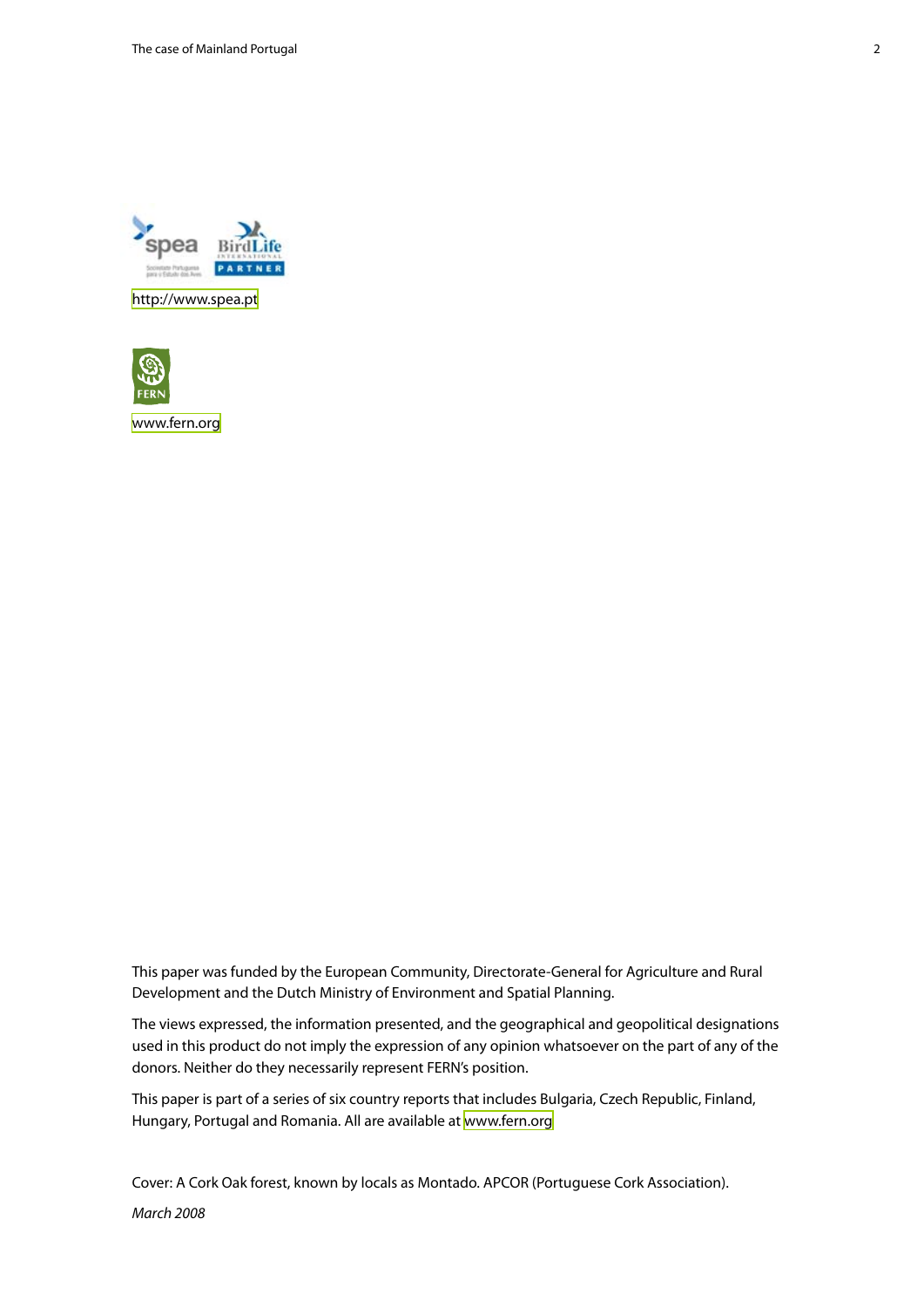http://www.spea.pt

www.fern.org

This paper was funded by the European Community, Directorate-General for Agriculture and Rural Development and the Dutch Ministry of Environment and Spatial Planning.

The views expressed, the information presented, and the geographical and geopolitical designations used in this product do not imply the expression of any opinion whatsoever on the part of any of the donors. Neither do they necessarily represent FERN's position.

This paper is part of a series of six country reports that includes Bulgaria, Czech Republic, Finland, Hungary, Portugal and Romania. All are available at www.fern.org

Cover: A Cork Oak forest, known by locals as Montado. APCOR (Portuguese Cork Association).

*March 2008*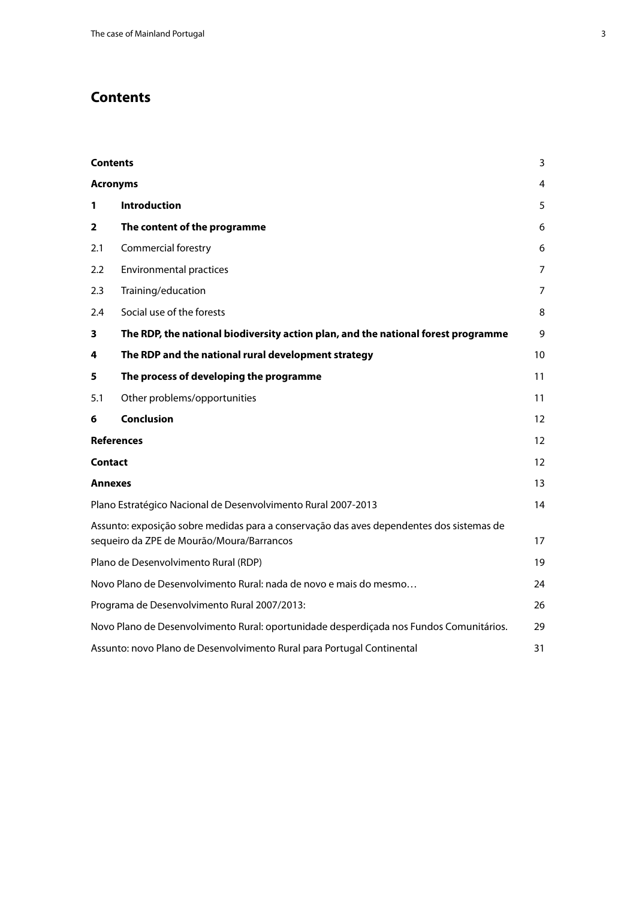# Contents

| | | |
|---|---|---|
| **Contents** | | 3 |
| **Acronyms** | | 4 |
| **1** | **Introduction** | 5 |
| **2** | **The content of the programme** | 6 |
| 2.1 | Commercial forestry | 6 |
| 2.2 | Environmental practices | 7 |
| 2.3 | Training/education | 7 |
| 2.4 | Social use of the forests | 8 |
| **3** | **The RDP, the national biodiversity action plan, and the national forest programme** | 9 |
| **4** | **The RDP and the national rural development strategy** | 10 |
| **5** | **The process of developing the programme** | 11 |
| 5.1 | Other problems/opportunities | 11 |
| **6** | **Conclusion** | 12 |
| **References** | | 12 |
| **Contact** | | 12 |
| **Annexes** | | 13 |
| Plano Estratégico Nacional de Desenvolvimento Rural 2007-2013 | | 14 |
| Assunto: exposição sobre medidas para a conservação das aves dependentes dos sistemas de sequeiro da ZPE de Mourão/Moura/Barrancos | | 17 |
| Plano de Desenvolvimento Rural (RDP) | | 19 |
| Novo Plano de Desenvolvimento Rural: nada de novo e mais do mesmo… | | 24 |
| Programa de Desenvolvimento Rural 2007/2013: | | 26 |
| Novo Plano de Desenvolvimento Rural: oportunidade desperdiçada nos Fundos Comunitários. | | 29 |
| Assunto: novo Plano de Desenvolvimento Rural para Portugal Continental | | 31 |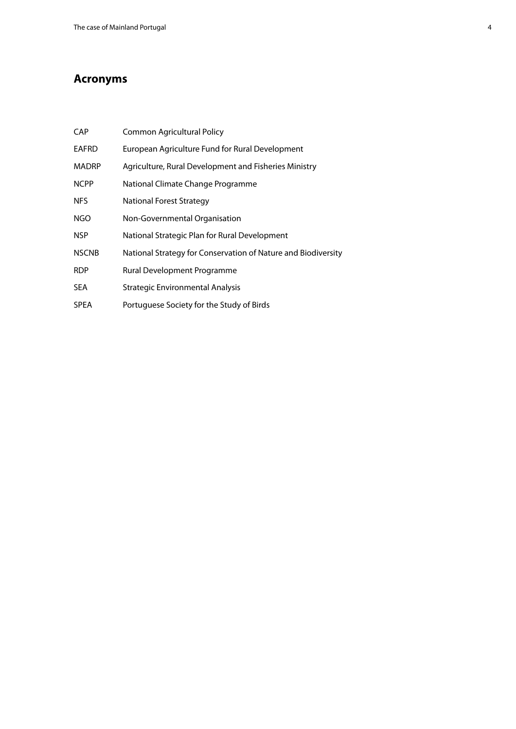## Acronyms

| | |
|---|---|
| CAP | Common Agricultural Policy |
| EAFRD | European Agriculture Fund for Rural Development |
| MADRP | Agriculture, Rural Development and Fisheries Ministry |
| NCPP | National Climate Change Programme |
| NFS | National Forest Strategy |
| NGO | Non-Governmental Organisation |
| NSP | National Strategic Plan for Rural Development |
| NSCNB | National Strategy for Conservation of Nature and Biodiversity |
| RDP | Rural Development Programme |
| SEA | Strategic Environmental Analysis |
| SPEA | Portuguese Society for the Study of Birds |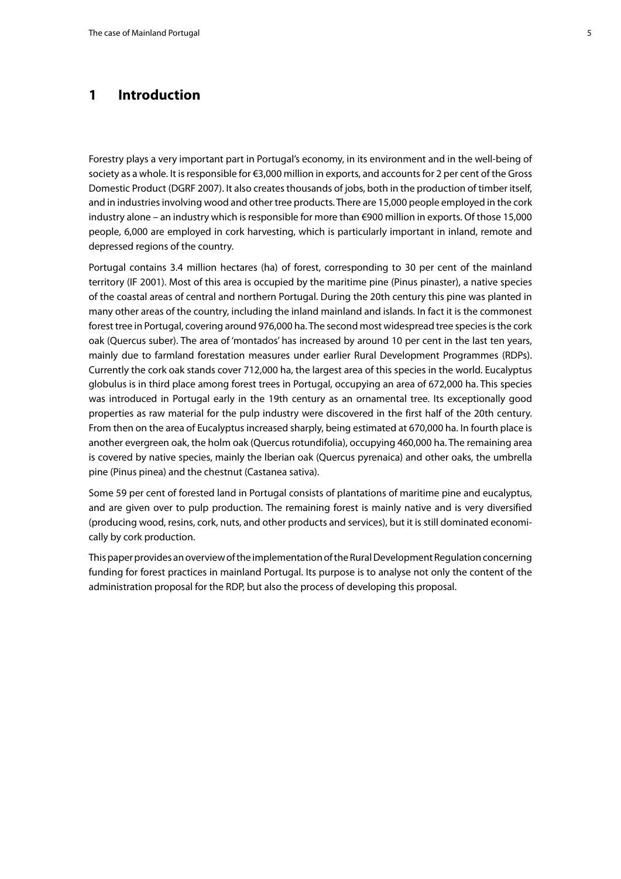# 1 Introduction

Forestry plays a very important part in Portugal's economy, in its environment and in the well-being of society as a whole. It is responsible for €3,000 million in exports, and accounts for 2 per cent of the Gross Domestic Product (DGRF 2007). It also creates thousands of jobs, both in the production of timber itself, and in industries involving wood and other tree products. There are 15,000 people employed in the cork industry alone – an industry which is responsible for more than €900 million in exports. Of those 15,000 people, 6,000 are employed in cork harvesting, which is particularly important in inland, remote and depressed regions of the country.

Portugal contains 3.4 million hectares (ha) of forest, corresponding to 30 per cent of the mainland territory (IF 2001). Most of this area is occupied by the maritime pine (Pinus pinaster), a native species of the coastal areas of central and northern Portugal. During the 20th century this pine was planted in many other areas of the country, including the inland mainland and islands. In fact it is the commonest forest tree in Portugal, covering around 976,000 ha. The second most widespread tree species is the cork oak (Quercus suber). The area of 'montados' has increased by around 10 per cent in the last ten years, mainly due to farmland forestation measures under earlier Rural Development Programmes (RDPs). Currently the cork oak stands cover 712,000 ha, the largest area of this species in the world. Eucalyptus globulus is in third place among forest trees in Portugal, occupying an area of 672,000 ha. This species was introduced in Portugal early in the 19th century as an ornamental tree. Its exceptionally good properties as raw material for the pulp industry were discovered in the first half of the 20th century. From then on the area of Eucalyptus increased sharply, being estimated at 670,000 ha. In fourth place is another evergreen oak, the holm oak (Quercus rotundifolia), occupying 460,000 ha. The remaining area is covered by native species, mainly the Iberian oak (Quercus pyrenaica) and other oaks, the umbrella pine (Pinus pinea) and the chestnut (Castanea sativa).

Some 59 per cent of forested land in Portugal consists of plantations of maritime pine and eucalyptus, and are given over to pulp production. The remaining forest is mainly native and is very diversified (producing wood, resins, cork, nuts, and other products and services), but it is still dominated economically by cork production.

This paper provides an overview of the implementation of the Rural Development Regulation concerning funding for forest practices in mainland Portugal. Its purpose is to analyse not only the content of the administration proposal for the RDP, but also the process of developing this proposal.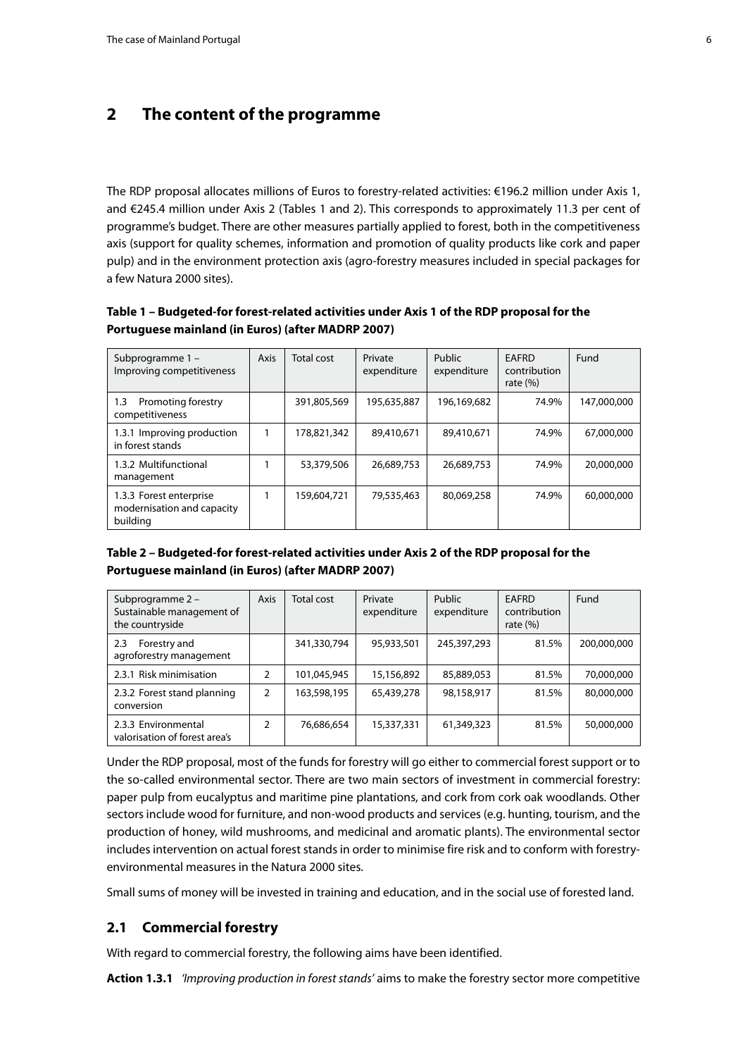## 2 The content of the programme

The RDP proposal allocates millions of Euros to forestry-related activities: €196.2 million under Axis 1, and €245.4 million under Axis 2 (Tables 1 and 2). This corresponds to approximately 11.3 per cent of programme's budget. There are other measures partially applied to forest, both in the competitiveness axis (support for quality schemes, information and promotion of quality products like cork and paper pulp) and in the environment protection axis (agro-forestry measures included in special packages for a few Natura 2000 sites).

**Table 1 – Budgeted-for forest-related activities under Axis 1 of the RDP proposal for the Portuguese mainland (in Euros) (after MADRP 2007)**

| Subprogramme 1 – Improving competitiveness | Axis | Total cost | Private expenditure | Public expenditure | EAFRD contribution rate (%) | Fund |
|---|---|---|---|---|---|---|
| 1.3 Promoting forestry competitiveness | | 391,805,569 | 195,635,887 | 196,169,682 | 74.9% | 147,000,000 |
| 1.3.1 Improving production in forest stands | 1 | 178,821,342 | 89,410,671 | 89,410,671 | 74.9% | 67,000,000 |
| 1.3.2 Multifunctional management | 1 | 53,379,506 | 26,689,753 | 26,689,753 | 74.9% | 20,000,000 |
| 1.3.3 Forest enterprise modernisation and capacity building | 1 | 159,604,721 | 79,535,463 | 80,069,258 | 74.9% | 60,000,000 |

**Table 2 – Budgeted-for forest-related activities under Axis 2 of the RDP proposal for the Portuguese mainland (in Euros) (after MADRP 2007)**

| Subprogramme 2 – Sustainable management of the countryside | Axis | Total cost | Private expenditure | Public expenditure | EAFRD contribution rate (%) | Fund |
|---|---|---|---|---|---|---|
| 2.3 Forestry and agroforestry management | | 341,330,794 | 95,933,501 | 245,397,293 | 81.5% | 200,000,000 |
| 2.3.1 Risk minimisation | 2 | 101,045,945 | 15,156,892 | 85,889,053 | 81.5% | 70,000,000 |
| 2.3.2 Forest stand planning conversion | 2 | 163,598,195 | 65,439,278 | 98,158,917 | 81.5% | 80,000,000 |
| 2.3.3 Environmental valorisation of forest area's | 2 | 76,686,654 | 15,337,331 | 61,349,323 | 81.5% | 50,000,000 |

Under the RDP proposal, most of the funds for forestry will go either to commercial forest support or to the so-called environmental sector. There are two main sectors of investment in commercial forestry: paper pulp from eucalyptus and maritime pine plantations, and cork from cork oak woodlands. Other sectors include wood for furniture, and non-wood products and services (e.g. hunting, tourism, and the production of honey, wild mushrooms, and medicinal and aromatic plants). The environmental sector includes intervention on actual forest stands in order to minimise fire risk and to conform with forestry-environmental measures in the Natura 2000 sites.

Small sums of money will be invested in training and education, and in the social use of forested land.

### 2.1 Commercial forestry

With regard to commercial forestry, the following aims have been identified.

**Action 1.3.1** *'Improving production in forest stands'* aims to make the forestry sector more competitive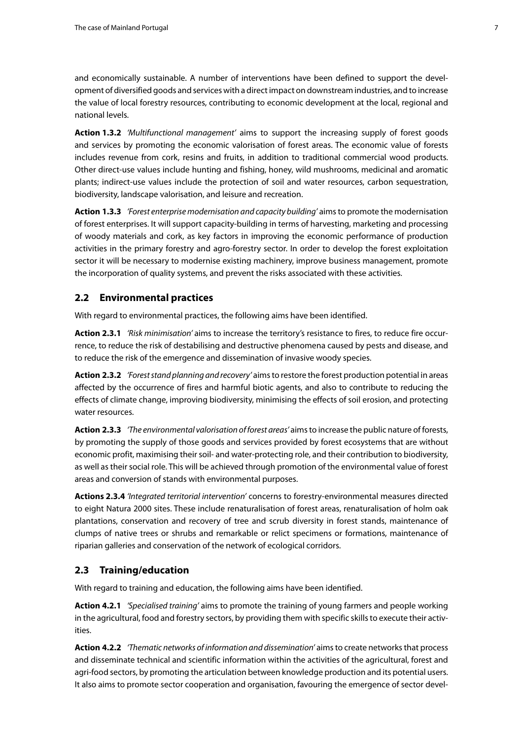and economically sustainable. A number of interventions have been defined to support the development of diversified goods and services with a direct impact on downstream industries, and to increase the value of local forestry resources, contributing to economic development at the local, regional and national levels.

**Action 1.3.2** *'Multifunctional management'* aims to support the increasing supply of forest goods and services by promoting the economic valorisation of forest areas. The economic value of forests includes revenue from cork, resins and fruits, in addition to traditional commercial wood products. Other direct-use values include hunting and fishing, honey, wild mushrooms, medicinal and aromatic plants; indirect-use values include the protection of soil and water resources, carbon sequestration, biodiversity, landscape valorisation, and leisure and recreation.

**Action 1.3.3** *'Forest enterprise modernisation and capacity building'* aims to promote the modernisation of forest enterprises. It will support capacity-building in terms of harvesting, marketing and processing of woody materials and cork, as key factors in improving the economic performance of production activities in the primary forestry and agro-forestry sector. In order to develop the forest exploitation sector it will be necessary to modernise existing machinery, improve business management, promote the incorporation of quality systems, and prevent the risks associated with these activities.

## 2.2 Environmental practices

With regard to environmental practices, the following aims have been identified.

**Action 2.3.1** *'Risk minimisation'* aims to increase the territory's resistance to fires, to reduce fire occurrence, to reduce the risk of destabilising and destructive phenomena caused by pests and disease, and to reduce the risk of the emergence and dissemination of invasive woody species.

**Action 2.3.2** *'Forest stand planning and recovery'* aims to restore the forest production potential in areas affected by the occurrence of fires and harmful biotic agents, and also to contribute to reducing the effects of climate change, improving biodiversity, minimising the effects of soil erosion, and protecting water resources.

**Action 2.3.3** *'The environmental valorisation of forest areas'* aims to increase the public nature of forests, by promoting the supply of those goods and services provided by forest ecosystems that are without economic profit, maximising their soil- and water-protecting role, and their contribution to biodiversity, as well as their social role. This will be achieved through promotion of the environmental value of forest areas and conversion of stands with environmental purposes.

**Actions 2.3.4** *'Integrated territorial intervention'* concerns to forestry-environmental measures directed to eight Natura 2000 sites. These include renaturalisation of forest areas, renaturalisation of holm oak plantations, conservation and recovery of tree and scrub diversity in forest stands, maintenance of clumps of native trees or shrubs and remarkable or relict specimens or formations, maintenance of riparian galleries and conservation of the network of ecological corridors.

## 2.3 Training/education

With regard to training and education, the following aims have been identified.

**Action 4.2.1** *'Specialised training'* aims to promote the training of young farmers and people working in the agricultural, food and forestry sectors, by providing them with specific skills to execute their activities.

**Action 4.2.2** *'Thematic networks of information and dissemination'* aims to create networks that process and disseminate technical and scientific information within the activities of the agricultural, forest and agri-food sectors, by promoting the articulation between knowledge production and its potential users. It also aims to promote sector cooperation and organisation, favouring the emergence of sector devel-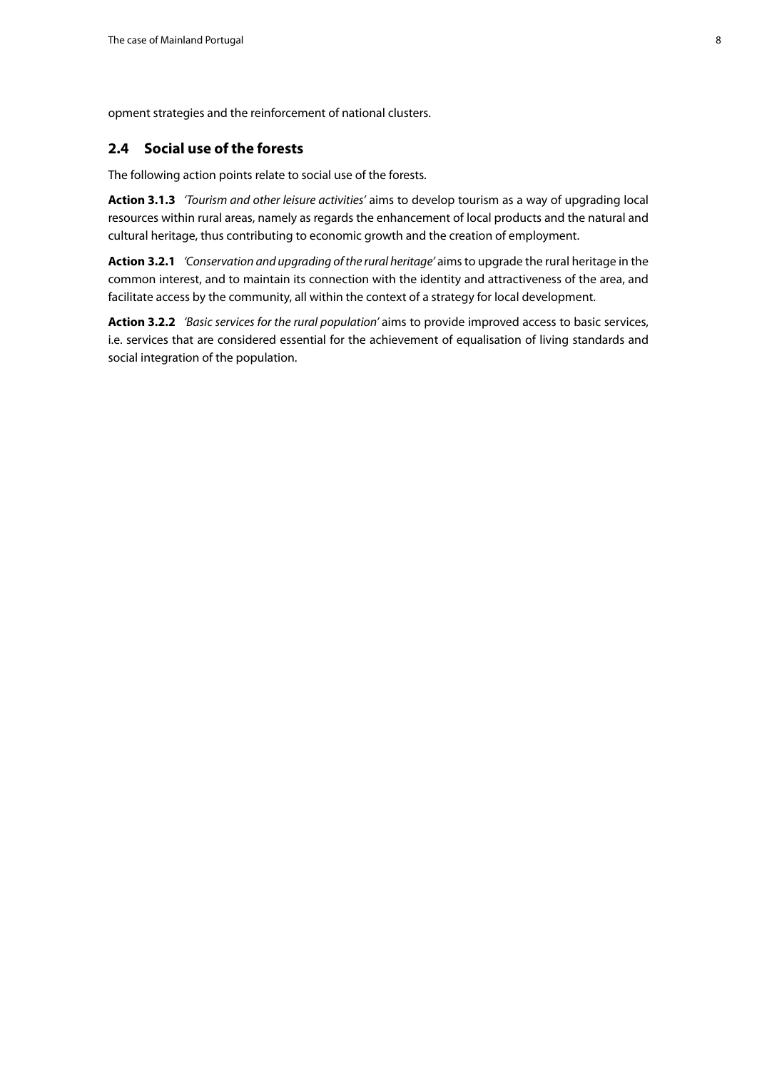opment strategies and the reinforcement of national clusters.

## 2.4 Social use of the forests

The following action points relate to social use of the forests.

**Action 3.1.3** *'Tourism and other leisure activities'* aims to develop tourism as a way of upgrading local resources within rural areas, namely as regards the enhancement of local products and the natural and cultural heritage, thus contributing to economic growth and the creation of employment.

**Action 3.2.1** *'Conservation and upgrading of the rural heritage'* aims to upgrade the rural heritage in the common interest, and to maintain its connection with the identity and attractiveness of the area, and facilitate access by the community, all within the context of a strategy for local development.

**Action 3.2.2** *'Basic services for the rural population'* aims to provide improved access to basic services, i.e. services that are considered essential for the achievement of equalisation of living standards and social integration of the population.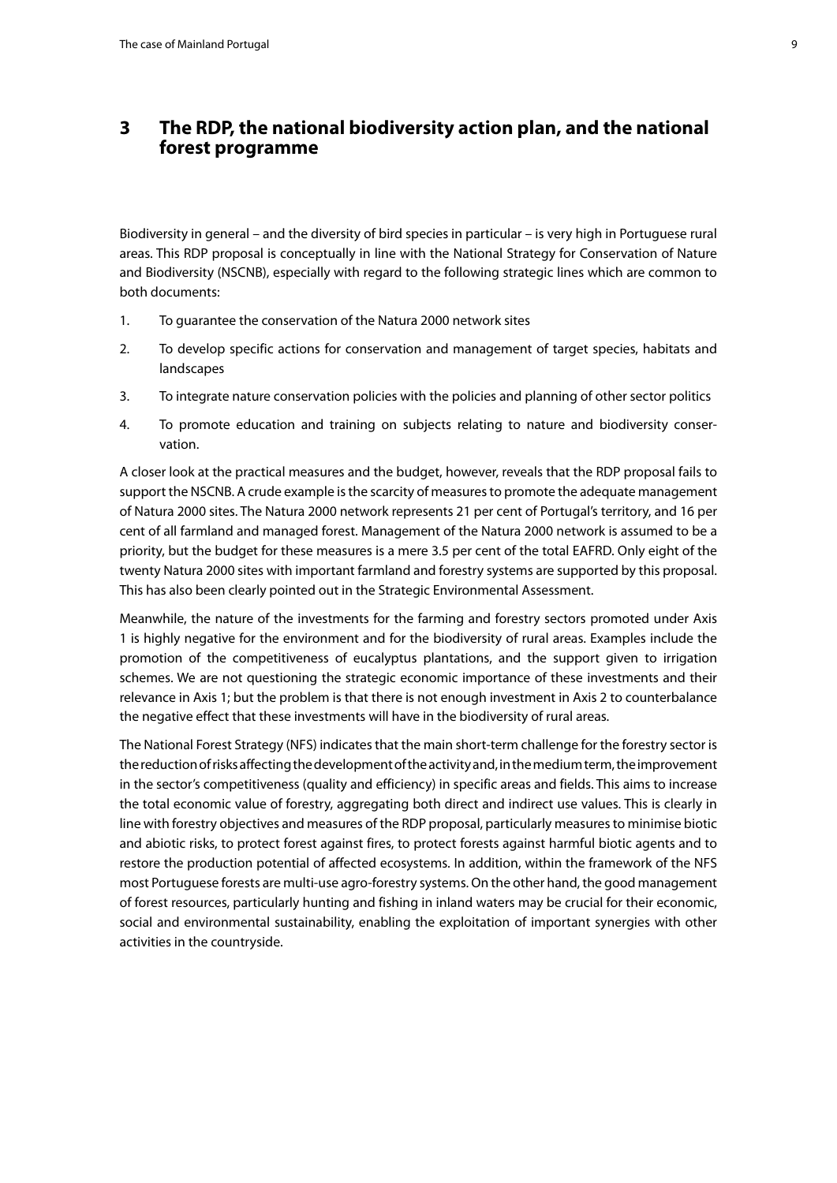# 3 The RDP, the national biodiversity action plan, and the national forest programme

Biodiversity in general – and the diversity of bird species in particular – is very high in Portuguese rural areas. This RDP proposal is conceptually in line with the National Strategy for Conservation of Nature and Biodiversity (NSCNB), especially with regard to the following strategic lines which are common to both documents:

1. To guarantee the conservation of the Natura 2000 network sites
2. To develop specific actions for conservation and management of target species, habitats and landscapes
3. To integrate nature conservation policies with the policies and planning of other sector politics
4. To promote education and training on subjects relating to nature and biodiversity conservation.

A closer look at the practical measures and the budget, however, reveals that the RDP proposal fails to support the NSCNB. A crude example is the scarcity of measures to promote the adequate management of Natura 2000 sites. The Natura 2000 network represents 21 per cent of Portugal's territory, and 16 per cent of all farmland and managed forest. Management of the Natura 2000 network is assumed to be a priority, but the budget for these measures is a mere 3.5 per cent of the total EAFRD. Only eight of the twenty Natura 2000 sites with important farmland and forestry systems are supported by this proposal. This has also been clearly pointed out in the Strategic Environmental Assessment.

Meanwhile, the nature of the investments for the farming and forestry sectors promoted under Axis 1 is highly negative for the environment and for the biodiversity of rural areas. Examples include the promotion of the competitiveness of eucalyptus plantations, and the support given to irrigation schemes. We are not questioning the strategic economic importance of these investments and their relevance in Axis 1; but the problem is that there is not enough investment in Axis 2 to counterbalance the negative effect that these investments will have in the biodiversity of rural areas.

The National Forest Strategy (NFS) indicates that the main short-term challenge for the forestry sector is the reduction of risks affecting the development of the activity and, in the medium term, the improvement in the sector's competitiveness (quality and efficiency) in specific areas and fields. This aims to increase the total economic value of forestry, aggregating both direct and indirect use values. This is clearly in line with forestry objectives and measures of the RDP proposal, particularly measures to minimise biotic and abiotic risks, to protect forest against fires, to protect forests against harmful biotic agents and to restore the production potential of affected ecosystems. In addition, within the framework of the NFS most Portuguese forests are multi-use agro-forestry systems. On the other hand, the good management of forest resources, particularly hunting and fishing in inland waters may be crucial for their economic, social and environmental sustainability, enabling the exploitation of important synergies with other activities in the countryside.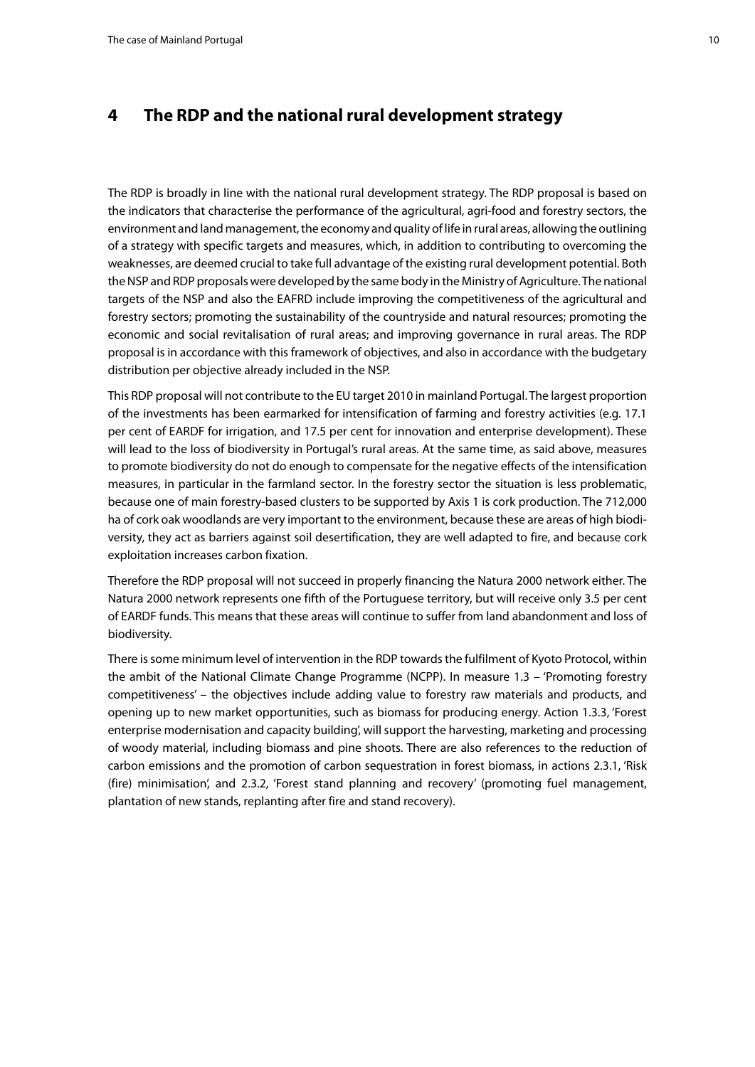# 4 The RDP and the national rural development strategy

The RDP is broadly in line with the national rural development strategy. The RDP proposal is based on the indicators that characterise the performance of the agricultural, agri-food and forestry sectors, the environment and land management, the economy and quality of life in rural areas, allowing the outlining of a strategy with specific targets and measures, which, in addition to contributing to overcoming the weaknesses, are deemed crucial to take full advantage of the existing rural development potential. Both the NSP and RDP proposals were developed by the same body in the Ministry of Agriculture. The national targets of the NSP and also the EAFRD include improving the competitiveness of the agricultural and forestry sectors; promoting the sustainability of the countryside and natural resources; promoting the economic and social revitalisation of rural areas; and improving governance in rural areas. The RDP proposal is in accordance with this framework of objectives, and also in accordance with the budgetary distribution per objective already included in the NSP.

This RDP proposal will not contribute to the EU target 2010 in mainland Portugal. The largest proportion of the investments has been earmarked for intensification of farming and forestry activities (e.g. 17.1 per cent of EARDF for irrigation, and 17.5 per cent for innovation and enterprise development). These will lead to the loss of biodiversity in Portugal's rural areas. At the same time, as said above, measures to promote biodiversity do not do enough to compensate for the negative effects of the intensification measures, in particular in the farmland sector. In the forestry sector the situation is less problematic, because one of main forestry-based clusters to be supported by Axis 1 is cork production. The 712,000 ha of cork oak woodlands are very important to the environment, because these are areas of high biodiversity, they act as barriers against soil desertification, they are well adapted to fire, and because cork exploitation increases carbon fixation.

Therefore the RDP proposal will not succeed in properly financing the Natura 2000 network either. The Natura 2000 network represents one fifth of the Portuguese territory, but will receive only 3.5 per cent of EARDF funds. This means that these areas will continue to suffer from land abandonment and loss of biodiversity.

There is some minimum level of intervention in the RDP towards the fulfilment of Kyoto Protocol, within the ambit of the National Climate Change Programme (NCPP). In measure 1.3 – 'Promoting forestry competitiveness' – the objectives include adding value to forestry raw materials and products, and opening up to new market opportunities, such as biomass for producing energy. Action 1.3.3, 'Forest enterprise modernisation and capacity building', will support the harvesting, marketing and processing of woody material, including biomass and pine shoots. There are also references to the reduction of carbon emissions and the promotion of carbon sequestration in forest biomass, in actions 2.3.1, 'Risk (fire) minimisation', and 2.3.2, 'Forest stand planning and recovery' (promoting fuel management, plantation of new stands, replanting after fire and stand recovery).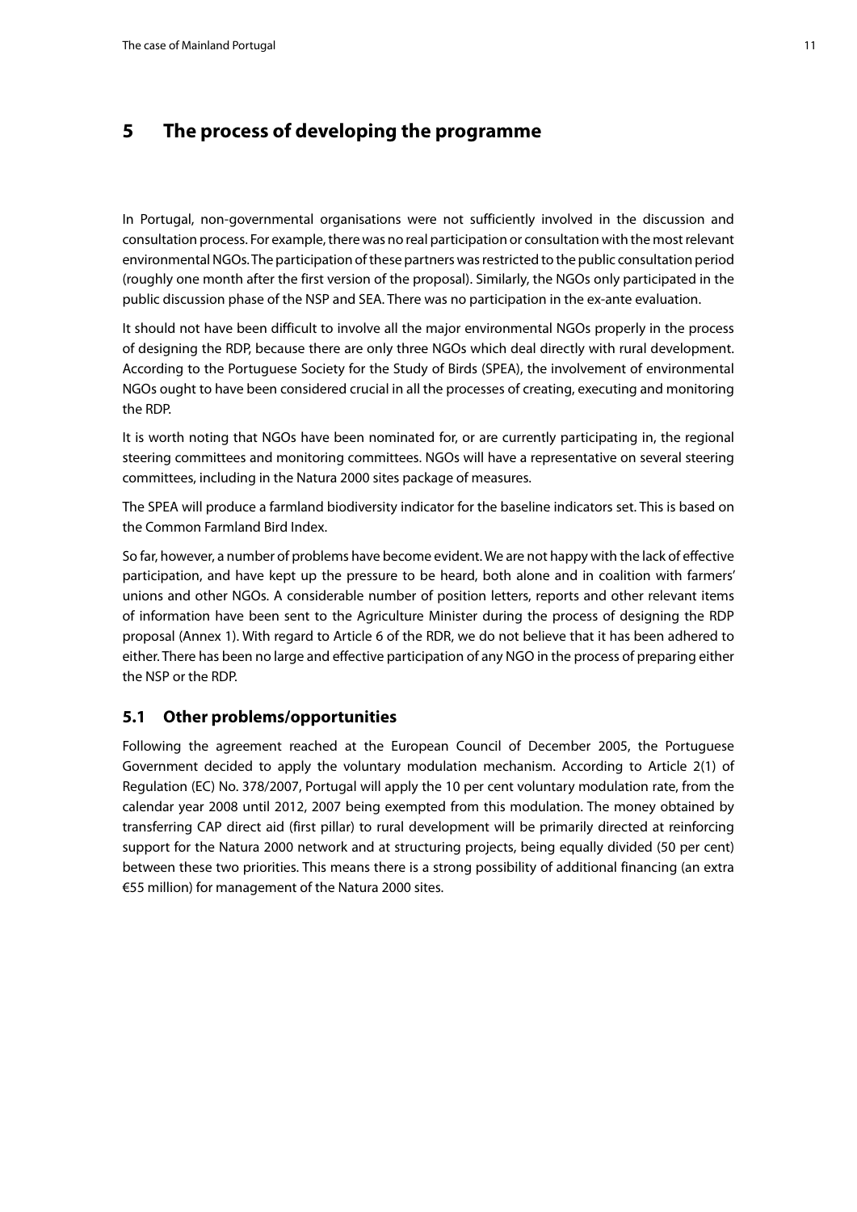# 5 The process of developing the programme

In Portugal, non-governmental organisations were not sufficiently involved in the discussion and consultation process. For example, there was no real participation or consultation with the most relevant environmental NGOs. The participation of these partners was restricted to the public consultation period (roughly one month after the first version of the proposal). Similarly, the NGOs only participated in the public discussion phase of the NSP and SEA. There was no participation in the ex-ante evaluation.

It should not have been difficult to involve all the major environmental NGOs properly in the process of designing the RDP, because there are only three NGOs which deal directly with rural development. According to the Portuguese Society for the Study of Birds (SPEA), the involvement of environmental NGOs ought to have been considered crucial in all the processes of creating, executing and monitoring the RDP.

It is worth noting that NGOs have been nominated for, or are currently participating in, the regional steering committees and monitoring committees. NGOs will have a representative on several steering committees, including in the Natura 2000 sites package of measures.

The SPEA will produce a farmland biodiversity indicator for the baseline indicators set. This is based on the Common Farmland Bird Index.

So far, however, a number of problems have become evident. We are not happy with the lack of effective participation, and have kept up the pressure to be heard, both alone and in coalition with farmers' unions and other NGOs. A considerable number of position letters, reports and other relevant items of information have been sent to the Agriculture Minister during the process of designing the RDP proposal (Annex 1). With regard to Article 6 of the RDR, we do not believe that it has been adhered to either. There has been no large and effective participation of any NGO in the process of preparing either the NSP or the RDP.

## 5.1 Other problems/opportunities

Following the agreement reached at the European Council of December 2005, the Portuguese Government decided to apply the voluntary modulation mechanism. According to Article 2(1) of Regulation (EC) No. 378/2007, Portugal will apply the 10 per cent voluntary modulation rate, from the calendar year 2008 until 2012, 2007 being exempted from this modulation. The money obtained by transferring CAP direct aid (first pillar) to rural development will be primarily directed at reinforcing support for the Natura 2000 network and at structuring projects, being equally divided (50 per cent) between these two priorities. This means there is a strong possibility of additional financing (an extra €55 million) for management of the Natura 2000 sites.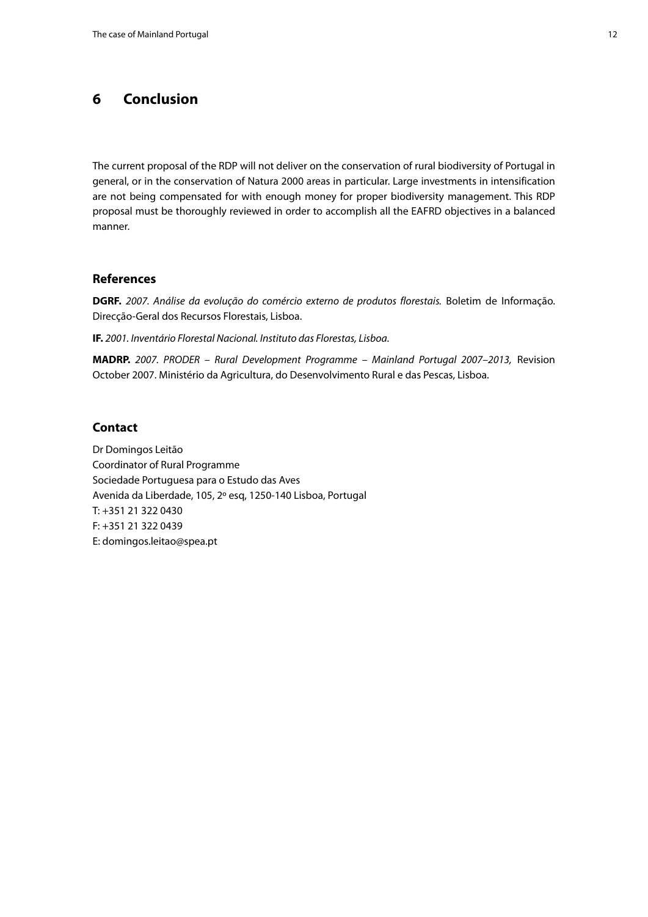# 6 Conclusion

The current proposal of the RDP will not deliver on the conservation of rural biodiversity of Portugal in general, or in the conservation of Natura 2000 areas in particular. Large investments in intensification are not being compensated for with enough money for proper biodiversity management. This RDP proposal must be thoroughly reviewed in order to accomplish all the EAFRD objectives in a balanced manner.

## References

**DGRF.** *2007. Análise da evolução do comércio externo de produtos florestais.* Boletim de Informação. Direcção-Geral dos Recursos Florestais, Lisboa.

**IF.** *2001. Inventário Florestal Nacional. Instituto das Florestas, Lisboa.*

**MADRP.** *2007. PRODER – Rural Development Programme – Mainland Portugal 2007–2013,* Revision October 2007. Ministério da Agricultura, do Desenvolvimento Rural e das Pescas, Lisboa.

## Contact

Dr Domingos Leitão
Coordinator of Rural Programme
Sociedade Portuguesa para o Estudo das Aves
Avenida da Liberdade, 105, 2º esq, 1250-140 Lisboa, Portugal
T: +351 21 322 0430
F: +351 21 322 0439
E: domingos.leitao@spea.pt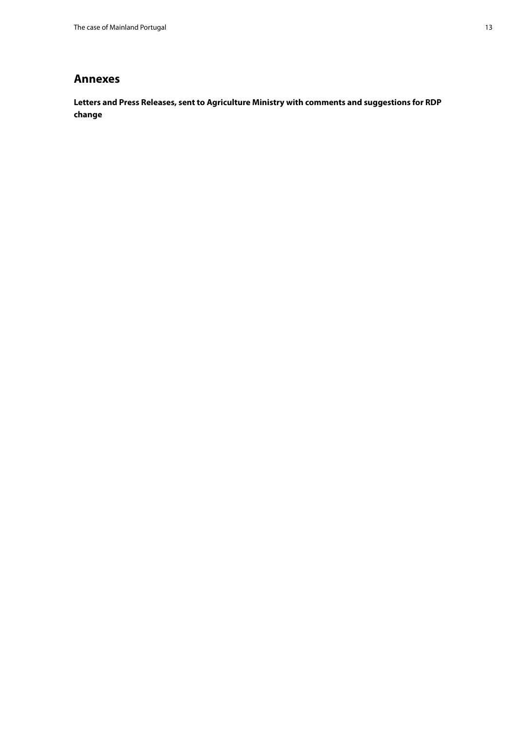## Annexes

**Letters and Press Releases, sent to Agriculture Ministry with comments and suggestions for RDP change**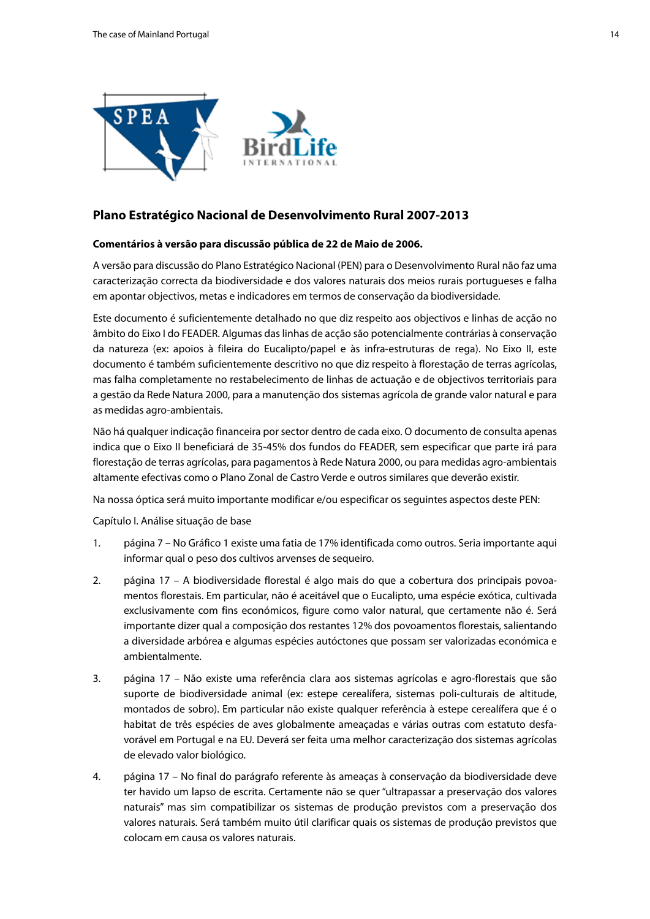## Plano Estratégico Nacional de Desenvolvimento Rural 2007-2013

**Comentários à versão para discussão pública de 22 de Maio de 2006.**

A versão para discussão do Plano Estratégico Nacional (PEN) para o Desenvolvimento Rural não faz uma caracterização correcta da biodiversidade e dos valores naturais dos meios rurais portugueses e falha em apontar objectivos, metas e indicadores em termos de conservação da biodiversidade.

Este documento é suficientemente detalhado no que diz respeito aos objectivos e linhas de acção no âmbito do Eixo I do FEADER. Algumas das linhas de acção são potencialmente contrárias à conservação da natureza (ex: apoios à fileira do Eucalipto/papel e às infra-estruturas de rega). No Eixo II, este documento é também suficientemente descritivo no que diz respeito à florestação de terras agrícolas, mas falha completamente no restabelecimento de linhas de actuação e de objectivos territoriais para a gestão da Rede Natura 2000, para a manutenção dos sistemas agrícola de grande valor natural e para as medidas agro-ambientais.

Não há qualquer indicação financeira por sector dentro de cada eixo. O documento de consulta apenas indica que o Eixo II beneficiará de 35-45% dos fundos do FEADER, sem especificar que parte irá para florestação de terras agrícolas, para pagamentos à Rede Natura 2000, ou para medidas agro-ambientais altamente efectivas como o Plano Zonal de Castro Verde e outros similares que deverão existir.

Na nossa óptica será muito importante modificar e/ou especificar os seguintes aspectos deste PEN:

Capítulo I. Análise situação de base

1. página 7 – No Gráfico 1 existe uma fatia de 17% identificada como outros. Seria importante aqui informar qual o peso dos cultivos arvenses de sequeiro.

2. página 17 – A biodiversidade florestal é algo mais do que a cobertura dos principais povoamentos florestais. Em particular, não é aceitável que o Eucalipto, uma espécie exótica, cultivada exclusivamente com fins económicos, figure como valor natural, que certamente não é. Será importante dizer qual a composição dos restantes 12% dos povoamentos florestais, salientando a diversidade arbórea e algumas espécies autóctones que possam ser valorizadas económica e ambientalmente.

3. página 17 – Não existe uma referência clara aos sistemas agrícolas e agro-florestais que são suporte de biodiversidade animal (ex: estepe cerealífera, sistemas poli-culturais de altitude, montados de sobro). Em particular não existe qualquer referência à estepe cerealífera que é o habitat de três espécies de aves globalmente ameaçadas e várias outras com estatuto desfavorável em Portugal e na EU. Deverá ser feita uma melhor caracterização dos sistemas agrícolas de elevado valor biológico.

4. página 17 – No final do parágrafo referente às ameaças à conservação da biodiversidade deve ter havido um lapso de escrita. Certamente não se quer "ultrapassar a preservação dos valores naturais" mas sim compatibilizar os sistemas de produção previstos com a preservação dos valores naturais. Será também muito útil clarificar quais os sistemas de produção previstos que colocam em causa os valores naturais.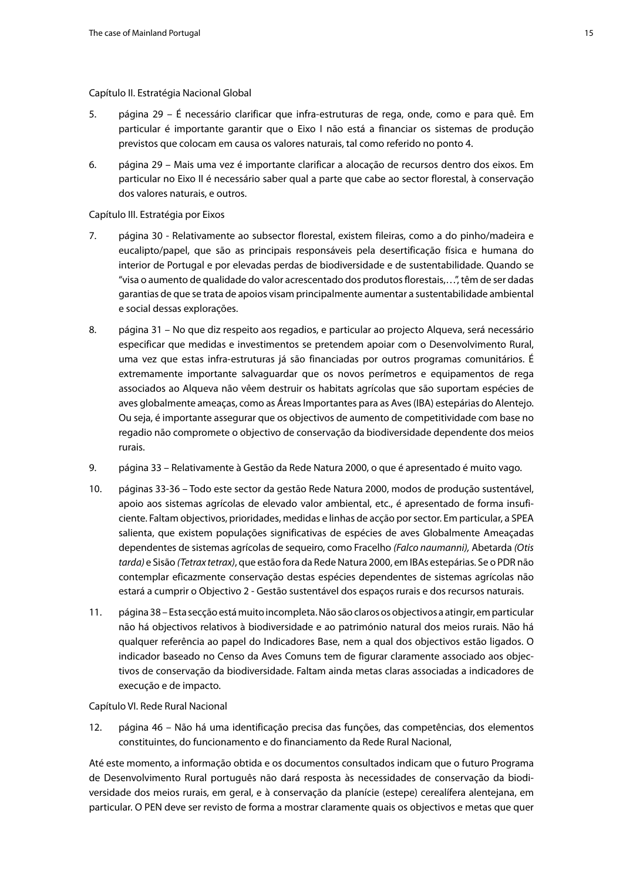Capítulo II. Estratégia Nacional Global

5. página 29 – É necessário clarificar que infra-estruturas de rega, onde, como e para quê. Em particular é importante garantir que o Eixo I não está a financiar os sistemas de produção previstos que colocam em causa os valores naturais, tal como referido no ponto 4.

6. página 29 – Mais uma vez é importante clarificar a alocação de recursos dentro dos eixos. Em particular no Eixo II é necessário saber qual a parte que cabe ao sector florestal, à conservação dos valores naturais, e outros.

Capítulo III. Estratégia por Eixos

7. página 30 - Relativamente ao subsector florestal, existem fileiras, como a do pinho/madeira e eucalipto/papel, que são as principais responsáveis pela desertificação física e humana do interior de Portugal e por elevadas perdas de biodiversidade e de sustentabilidade. Quando se "visa o aumento de qualidade do valor acrescentado dos produtos florestais,…", têm de ser dadas garantias de que se trata de apoios visam principalmente aumentar a sustentabilidade ambiental e social dessas explorações.

8. página 31 – No que diz respeito aos regadios, e particular ao projecto Alqueva, será necessário especificar que medidas e investimentos se pretendem apoiar com o Desenvolvimento Rural, uma vez que estas infra-estruturas já são financiadas por outros programas comunitários. É extremamente importante salvaguardar que os novos perímetros e equipamentos de rega associados ao Alqueva não vêem destruir os habitats agrícolas que são suportam espécies de aves globalmente ameaças, como as Áreas Importantes para as Aves (IBA) estepárias do Alentejo. Ou seja, é importante assegurar que os objectivos de aumento de competitividade com base no regadio não compromete o objectivo de conservação da biodiversidade dependente dos meios rurais.

9. página 33 – Relativamente à Gestão da Rede Natura 2000, o que é apresentado é muito vago.

10. páginas 33-36 – Todo este sector da gestão Rede Natura 2000, modos de produção sustentável, apoio aos sistemas agrícolas de elevado valor ambiental, etc., é apresentado de forma insuficiente. Faltam objectivos, prioridades, medidas e linhas de acção por sector. Em particular, a SPEA salienta, que existem populações significativas de espécies de aves Globalmente Ameaçadas dependentes de sistemas agrícolas de sequeiro, como Fracelho *(Falco naumanni),* Abetarda *(Otis tarda)* e Sisão *(Tetrax tetrax)*, que estão fora da Rede Natura 2000, em IBAs estepárias. Se o PDR não contemplar eficazmente conservação destas espécies dependentes de sistemas agrícolas não estará a cumprir o Objectivo 2 - Gestão sustentável dos espaços rurais e dos recursos naturais.

11. página 38 – Esta secção está muito incompleta. Não são claros os objectivos a atingir, em particular não há objectivos relativos à biodiversidade e ao património natural dos meios rurais. Não há qualquer referência ao papel do Indicadores Base, nem a qual dos objectivos estão ligados. O indicador baseado no Censo da Aves Comuns tem de figurar claramente associado aos objectivos de conservação da biodiversidade. Faltam ainda metas claras associadas a indicadores de execução e de impacto.

Capítulo VI. Rede Rural Nacional

12. página 46 – Não há uma identificação precisa das funções, das competências, dos elementos constituintes, do funcionamento e do financiamento da Rede Rural Nacional,

Até este momento, a informação obtida e os documentos consultados indicam que o futuro Programa de Desenvolvimento Rural português não dará resposta às necessidades de conservação da biodiversidade dos meios rurais, em geral, e à conservação da planície (estepe) cerealífera alentejana, em particular. O PEN deve ser revisto de forma a mostrar claramente quais os objectivos e metas que quer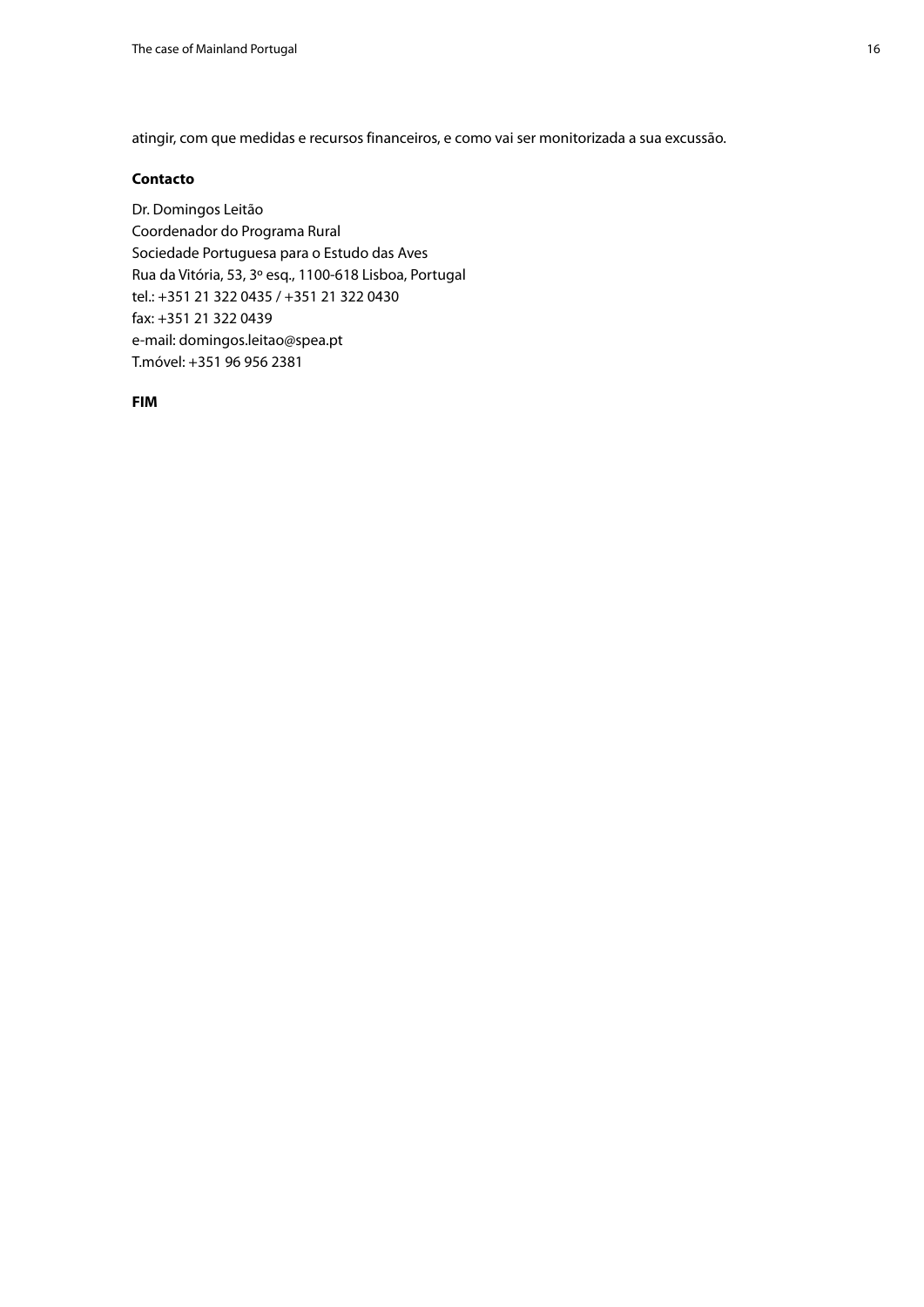atingir, com que medidas e recursos financeiros, e como vai ser monitorizada a sua excussão.

**Contacto**

Dr. Domingos Leitão
Coordenador do Programa Rural
Sociedade Portuguesa para o Estudo das Aves
Rua da Vitória, 53, 3º esq., 1100-618 Lisboa, Portugal
tel.: +351 21 322 0435 / +351 21 322 0430
fax: +351 21 322 0439
e-mail: domingos.leitao@spea.pt
T.móvel: +351 96 956 2381

**FIM**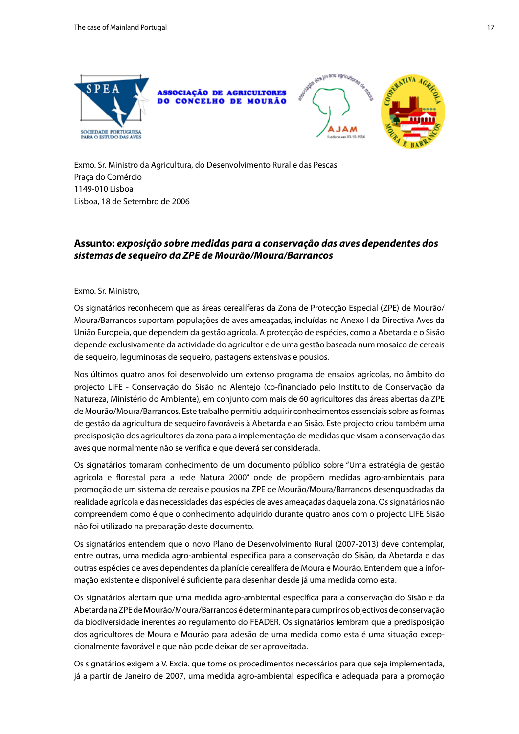SPEA

SOCIEDADE PORTUGUESA PARA O ESTUDO DAS AVES

ASSOCIAÇÃO DE AGRICULTORES DO CONCELHO DE MOURÃO

associação dos jovens agricultores de moura

AJAM

fundada em 03-10-1984

COOPERATIVA AGRÍCOLA MOURA E BARRANCOS

Exmo. Sr. Ministro da Agricultura, do Desenvolvimento Rural e das Pescas
Praça do Comércio
1149-010 Lisboa
Lisboa, 18 de Setembro de 2006

**Assunto:** ***exposição sobre medidas para a conservação das aves dependentes dos sistemas de sequeiro da ZPE de Mourão/Moura/Barrancos***

Exmo. Sr. Ministro,

Os signatários reconhecem que as áreas cerealíferas da Zona de Protecção Especial (ZPE) de Mourão/Moura/Barrancos suportam populações de aves ameaçadas, incluídas no Anexo I da Directiva Aves da União Europeia, que dependem da gestão agrícola. A protecção de espécies, como a Abetarda e o Sisão depende exclusivamente da actividade do agricultor e de uma gestão baseada num mosaico de cereais de sequeiro, leguminosas de sequeiro, pastagens extensivas e pousios.

Nos últimos quatro anos foi desenvolvido um extenso programa de ensaios agrícolas, no âmbito do projecto LIFE - Conservação do Sisão no Alentejo (co-financiado pelo Instituto de Conservação da Natureza, Ministério do Ambiente), em conjunto com mais de 60 agricultores das áreas abertas da ZPE de Mourão/Moura/Barrancos. Este trabalho permitiu adquirir conhecimentos essenciais sobre as formas de gestão da agricultura de sequeiro favoráveis à Abetarda e ao Sisão. Este projecto criou também uma predisposição dos agricultores da zona para a implementação de medidas que visam a conservação das aves que normalmente não se verifica e que deverá ser considerada.

Os signatários tomaram conhecimento de um documento público sobre "Uma estratégia de gestão agrícola e florestal para a rede Natura 2000" onde de propõem medidas agro-ambientais para promoção de um sistema de cereais e pousios na ZPE de Mourão/Moura/Barrancos desenquadradas da realidade agrícola e das necessidades das espécies de aves ameaçadas daquela zona. Os signatários não compreendem como é que o conhecimento adquirido durante quatro anos com o projecto LIFE Sisão não foi utilizado na preparação deste documento.

Os signatários entendem que o novo Plano de Desenvolvimento Rural (2007-2013) deve contemplar, entre outras, uma medida agro-ambiental específica para a conservação do Sisão, da Abetarda e das outras espécies de aves dependentes da planície cerealífera de Moura e Mourão. Entendem que a informação existente e disponível é suficiente para desenhar desde já uma medida como esta.

Os signatários alertam que uma medida agro-ambiental específica para a conservação do Sisão e da Abetarda na ZPE de Mourão/Moura/Barrancos é determinante para cumprir os objectivos de conservação da biodiversidade inerentes ao regulamento do FEADER. Os signatários lembram que a predisposição dos agricultores de Moura e Mourão para adesão de uma medida como esta é uma situação excepcionalmente favorável e que não pode deixar de ser aproveitada.

Os signatários exigem a V. Excia. que tome os procedimentos necessários para que seja implementada, já a partir de Janeiro de 2007, uma medida agro-ambiental específica e adequada para a promoção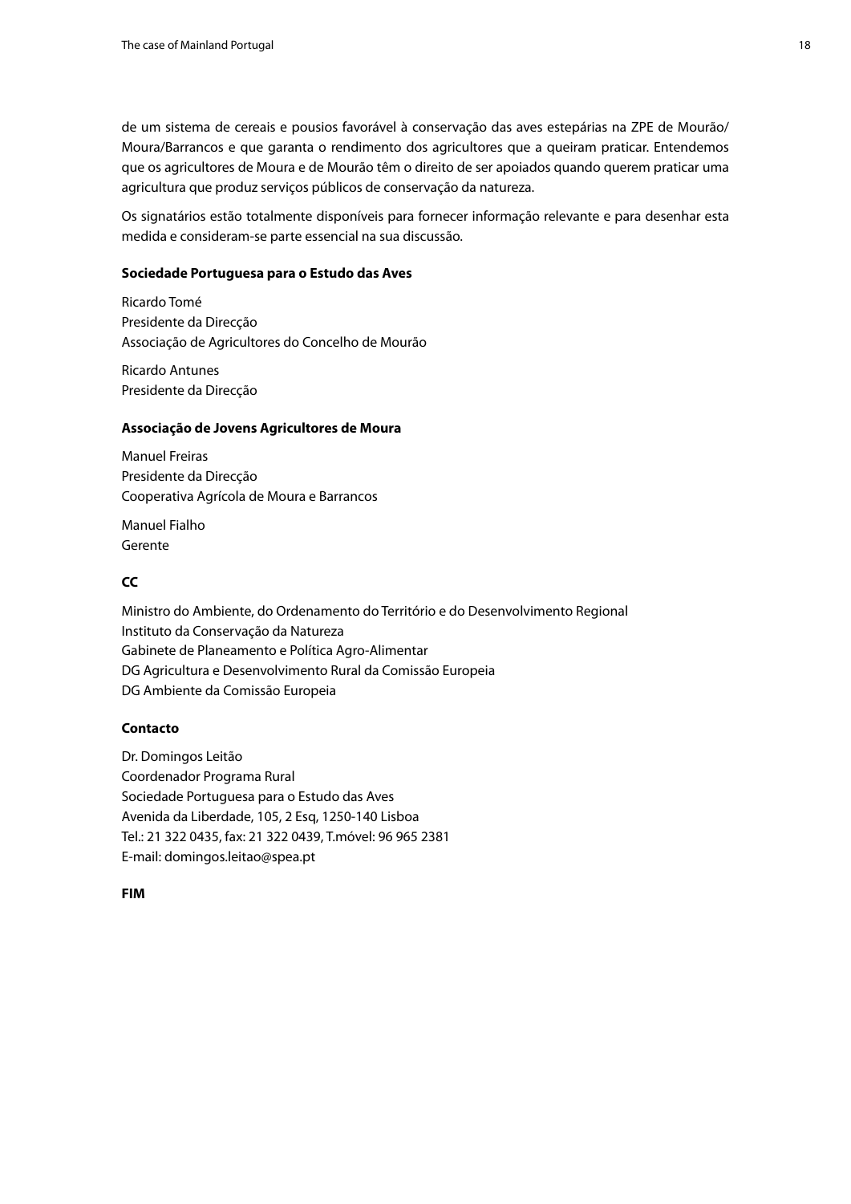de um sistema de cereais e pousios favorável à conservação das aves estepárias na ZPE de Mourão/Moura/Barrancos e que garanta o rendimento dos agricultores que a queiram praticar. Entendemos que os agricultores de Moura e de Mourão têm o direito de ser apoiados quando querem praticar uma agricultura que produz serviços públicos de conservação da natureza.

Os signatários estão totalmente disponíveis para fornecer informação relevante e para desenhar esta medida e consideram-se parte essencial na sua discussão.

**Sociedade Portuguesa para o Estudo das Aves**

Ricardo Tomé
Presidente da Direcção
Associação de Agricultores do Concelho de Mourão

Ricardo Antunes
Presidente da Direcção

**Associação de Jovens Agricultores de Moura**

Manuel Freiras
Presidente da Direcção
Cooperativa Agrícola de Moura e Barrancos

Manuel Fialho
Gerente

**CC**

Ministro do Ambiente, do Ordenamento do Território e do Desenvolvimento Regional
Instituto da Conservação da Natureza
Gabinete de Planeamento e Política Agro-Alimentar
DG Agricultura e Desenvolvimento Rural da Comissão Europeia
DG Ambiente da Comissão Europeia

**Contacto**

Dr. Domingos Leitão
Coordenador Programa Rural
Sociedade Portuguesa para o Estudo das Aves
Avenida da Liberdade, 105, 2 Esq, 1250-140 Lisboa
Tel.: 21 322 0435, fax: 21 322 0439, T.móvel: 96 965 2381
E-mail: domingos.leitao@spea.pt

**FIM**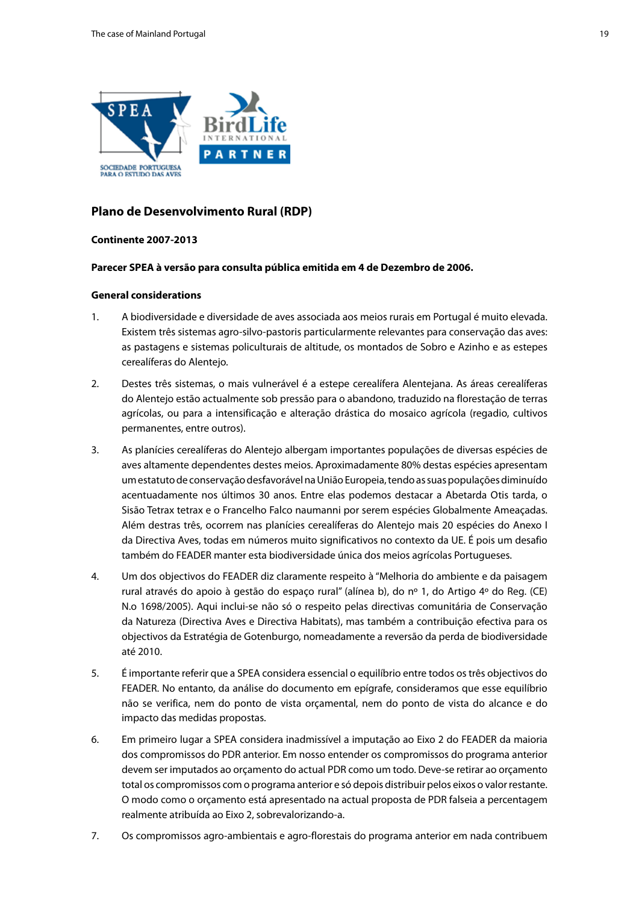**Plano de Desenvolvimento Rural (RDP)**

**Continente 2007-2013**

**Parecer SPEA à versão para consulta pública emitida em 4 de Dezembro de 2006.**

**General considerations**

1. A biodiversidade e diversidade de aves associada aos meios rurais em Portugal é muito elevada. Existem três sistemas agro-silvo-pastoris particularmente relevantes para conservação das aves: as pastagens e sistemas policulturais de altitude, os montados de Sobro e Azinho e as estepes cerealíferas do Alentejo.

2. Destes três sistemas, o mais vulnerável é a estepe cerealífera Alentejana. As áreas cerealíferas do Alentejo estão actualmente sob pressão para o abandono, traduzido na florestação de terras agrícolas, ou para a intensificação e alteração drástica do mosaico agrícola (regadio, cultivos permanentes, entre outros).

3. As planícies cerealíferas do Alentejo albergam importantes populações de diversas espécies de aves altamente dependentes destes meios. Aproximadamente 80% destas espécies apresentam um estatuto de conservação desfavorável na União Europeia, tendo as suas populações diminuído acentuadamente nos últimos 30 anos. Entre elas podemos destacar a Abetarda Otis tarda, o Sisão Tetrax tetrax e o Francelho Falco naumanni por serem espécies Globalmente Ameaçadas. Além destras três, ocorrem nas planícies cerealíferas do Alentejo mais 20 espécies do Anexo I da Directiva Aves, todas em números muito significativos no contexto da UE. É pois um desafio também do FEADER manter esta biodiversidade única dos meios agrícolas Portugueses.

4. Um dos objectivos do FEADER diz claramente respeito à "Melhoria do ambiente e da paisagem rural através do apoio à gestão do espaço rural" (alínea b), do nº 1, do Artigo 4º do Reg. (CE) N.o 1698/2005). Aqui inclui-se não só o respeito pelas directivas comunitária de Conservação da Natureza (Directiva Aves e Directiva Habitats), mas também a contribuição efectiva para os objectivos da Estratégia de Gotenburgo, nomeadamente a reversão da perda de biodiversidade até 2010.

5. É importante referir que a SPEA considera essencial o equilíbrio entre todos os três objectivos do FEADER. No entanto, da análise do documento em epígrafe, consideramos que esse equilíbrio não se verifica, nem do ponto de vista orçamental, nem do ponto de vista do alcance e do impacto das medidas propostas.

6. Em primeiro lugar a SPEA considera inadmissível a imputação ao Eixo 2 do FEADER da maioria dos compromissos do PDR anterior. Em nosso entender os compromissos do programa anterior devem ser imputados ao orçamento do actual PDR como um todo. Deve-se retirar ao orçamento total os compromissos com o programa anterior e só depois distribuir pelos eixos o valor restante. O modo como o orçamento está apresentado na actual proposta de PDR falseia a percentagem realmente atribuída ao Eixo 2, sobrevalorizando-a.

7. Os compromissos agro-ambientais e agro-florestais do programa anterior em nada contribuem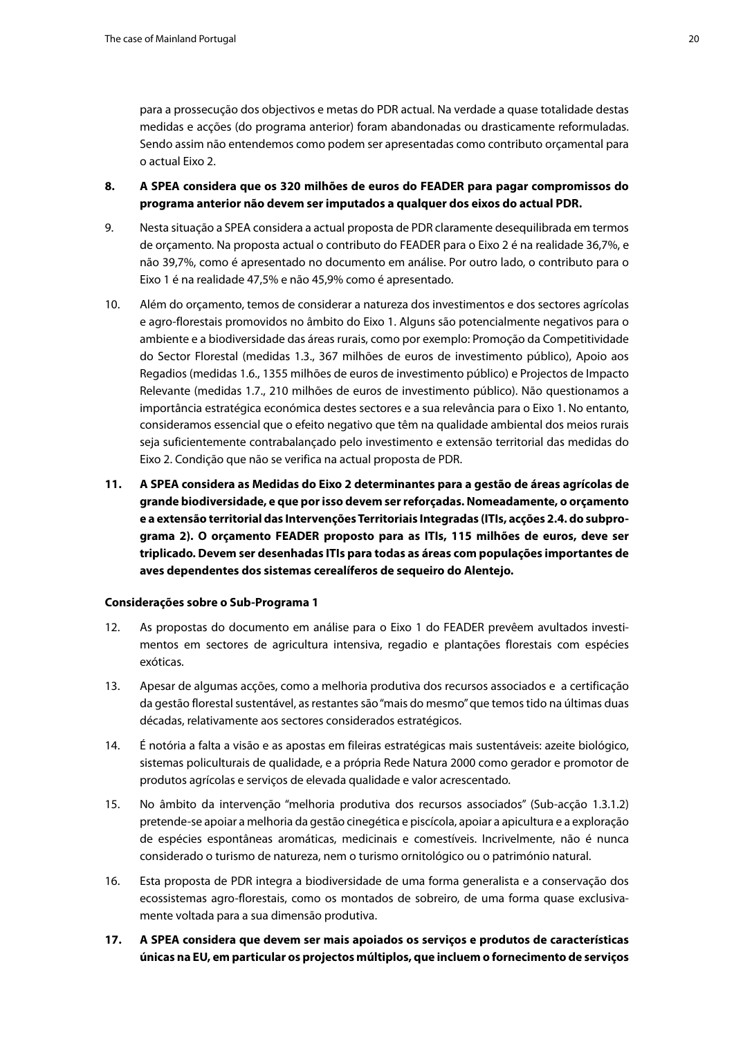para a prossecução dos objectivos e metas do PDR actual. Na verdade a quase totalidade destas medidas e acções (do programa anterior) foram abandonadas ou drasticamente reformuladas. Sendo assim não entendemos como podem ser apresentadas como contributo orçamental para o actual Eixo 2.

8. **A SPEA considera que os 320 milhões de euros do FEADER para pagar compromissos do programa anterior não devem ser imputados a qualquer dos eixos do actual PDR.**

9. Nesta situação a SPEA considera a actual proposta de PDR claramente desequilibrada em termos de orçamento. Na proposta actual o contributo do FEADER para o Eixo 2 é na realidade 36,7%, e não 39,7%, como é apresentado no documento em análise. Por outro lado, o contributo para o Eixo 1 é na realidade 47,5% e não 45,9% como é apresentado.

10. Além do orçamento, temos de considerar a natureza dos investimentos e dos sectores agrícolas e agro-florestais promovidos no âmbito do Eixo 1. Alguns são potencialmente negativos para o ambiente e a biodiversidade das áreas rurais, como por exemplo: Promoção da Competitividade do Sector Florestal (medidas 1.3., 367 milhões de euros de investimento público), Apoio aos Regadios (medidas 1.6., 1355 milhões de euros de investimento público) e Projectos de Impacto Relevante (medidas 1.7., 210 milhões de euros de investimento público). Não questionamos a importância estratégica económica destes sectores e a sua relevância para o Eixo 1. No entanto, consideramos essencial que o efeito negativo que têm na qualidade ambiental dos meios rurais seja suficientemente contrabalançado pelo investimento e extensão territorial das medidas do Eixo 2. Condição que não se verifica na actual proposta de PDR.

11. **A SPEA considera as Medidas do Eixo 2 determinantes para a gestão de áreas agrícolas de grande biodiversidade, e que por isso devem ser reforçadas. Nomeadamente, o orçamento e a extensão territorial das Intervenções Territoriais Integradas (ITIs, acções 2.4. do subprograma 2). O orçamento FEADER proposto para as ITIs, 115 milhões de euros, deve ser triplicado. Devem ser desenhadas ITIs para todas as áreas com populações importantes de aves dependentes dos sistemas cerealíferos de sequeiro do Alentejo.**

#### Considerações sobre o Sub-Programa 1

12. As propostas do documento em análise para o Eixo 1 do FEADER prevêem avultados investimentos em sectores de agricultura intensiva, regadio e plantações florestais com espécies exóticas.

13. Apesar de algumas acções, como a melhoria produtiva dos recursos associados e a certificação da gestão florestal sustentável, as restantes são "mais do mesmo" que temos tido na últimas duas décadas, relativamente aos sectores considerados estratégicos.

14. É notória a falta a visão e as apostas em fileiras estratégicas mais sustentáveis: azeite biológico, sistemas policulturais de qualidade, e a própria Rede Natura 2000 como gerador e promotor de produtos agrícolas e serviços de elevada qualidade e valor acrescentado.

15. No âmbito da intervenção "melhoria produtiva dos recursos associados" (Sub-acção 1.3.1.2) pretende-se apoiar a melhoria da gestão cinegética e piscícola, apoiar a apicultura e a exploração de espécies espontâneas aromáticas, medicinais e comestíveis. Incrivelmente, não é nunca considerado o turismo de natureza, nem o turismo ornitológico ou o património natural.

16. Esta proposta de PDR integra a biodiversidade de uma forma generalista e a conservação dos ecossistemas agro-florestais, como os montados de sobreiro, de uma forma quase exclusivamente voltada para a sua dimensão produtiva.

17. **A SPEA considera que devem ser mais apoiados os serviços e produtos de características únicas na EU, em particular os projectos múltiplos, que incluem o fornecimento de serviços**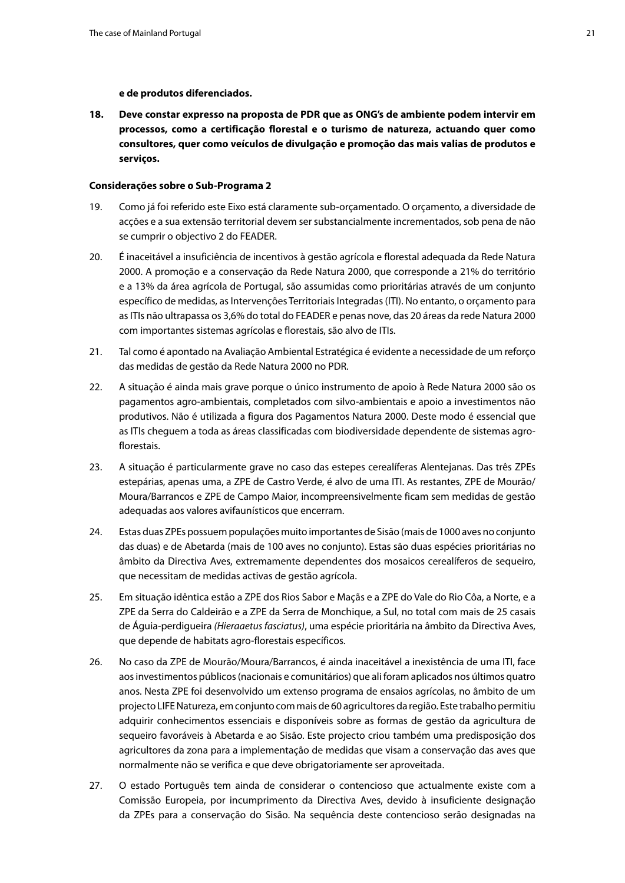**e de produtos diferenciados.**

18. **Deve constar expresso na proposta de PDR que as ONG's de ambiente podem intervir em processos, como a certificação florestal e o turismo de natureza, actuando quer como consultores, quer como veículos de divulgação e promoção das mais valias de produtos e serviços.**

**Considerações sobre o Sub-Programa 2**

19. Como já foi referido este Eixo está claramente sub-orçamentado. O orçamento, a diversidade de acções e a sua extensão territorial devem ser substancialmente incrementados, sob pena de não se cumprir o objectivo 2 do FEADER.

20. É inaceitável a insuficiência de incentivos à gestão agrícola e florestal adequada da Rede Natura 2000. A promoção e a conservação da Rede Natura 2000, que corresponde a 21% do território e a 13% da área agrícola de Portugal, são assumidas como prioritárias através de um conjunto específico de medidas, as Intervenções Territoriais Integradas (ITI). No entanto, o orçamento para as ITIs não ultrapassa os 3,6% do total do FEADER e penas nove, das 20 áreas da rede Natura 2000 com importantes sistemas agrícolas e florestais, são alvo de ITIs.

21. Tal como é apontado na Avaliação Ambiental Estratégica é evidente a necessidade de um reforço das medidas de gestão da Rede Natura 2000 no PDR.

22. A situação é ainda mais grave porque o único instrumento de apoio à Rede Natura 2000 são os pagamentos agro-ambientais, completados com silvo-ambientais e apoio a investimentos não produtivos. Não é utilizada a figura dos Pagamentos Natura 2000. Deste modo é essencial que as ITIs cheguem a toda as áreas classificadas com biodiversidade dependente de sistemas agro-florestais.

23. A situação é particularmente grave no caso das estepes cerealíferas Alentejanas. Das três ZPEs estepárias, apenas uma, a ZPE de Castro Verde, é alvo de uma ITI. As restantes, ZPE de Mourão/Moura/Barrancos e ZPE de Campo Maior, incompreensivelmente ficam sem medidas de gestão adequadas aos valores avifaunísticos que encerram.

24. Estas duas ZPEs possuem populações muito importantes de Sisão (mais de 1000 aves no conjunto das duas) e de Abetarda (mais de 100 aves no conjunto). Estas são duas espécies prioritárias no âmbito da Directiva Aves, extremamente dependentes dos mosaicos cerealíferos de sequeiro, que necessitam de medidas activas de gestão agrícola.

25. Em situação idêntica estão a ZPE dos Rios Sabor e Maçãs e a ZPE do Vale do Rio Côa, a Norte, e a ZPE da Serra do Caldeirão e a ZPE da Serra de Monchique, a Sul, no total com mais de 25 casais de Águia-perdigueira *(Hieraaetus fasciatus)*, uma espécie prioritária na âmbito da Directiva Aves, que depende de habitats agro-florestais específicos.

26. No caso da ZPE de Mourão/Moura/Barrancos, é ainda inaceitável a inexistência de uma ITI, face aos investimentos públicos (nacionais e comunitários) que ali foram aplicados nos últimos quatro anos. Nesta ZPE foi desenvolvido um extenso programa de ensaios agrícolas, no âmbito de um projecto LIFE Natureza, em conjunto com mais de 60 agricultores da região. Este trabalho permitiu adquirir conhecimentos essenciais e disponíveis sobre as formas de gestão da agricultura de sequeiro favoráveis à Abetarda e ao Sisão. Este projecto criou também uma predisposição dos agricultores da zona para a implementação de medidas que visam a conservação das aves que normalmente não se verifica e que deve obrigatoriamente ser aproveitada.

27. O estado Português tem ainda de considerar o contencioso que actualmente existe com a Comissão Europeia, por incumprimento da Directiva Aves, devido à insuficiente designação da ZPEs para a conservação do Sisão. Na sequência deste contencioso serão designadas na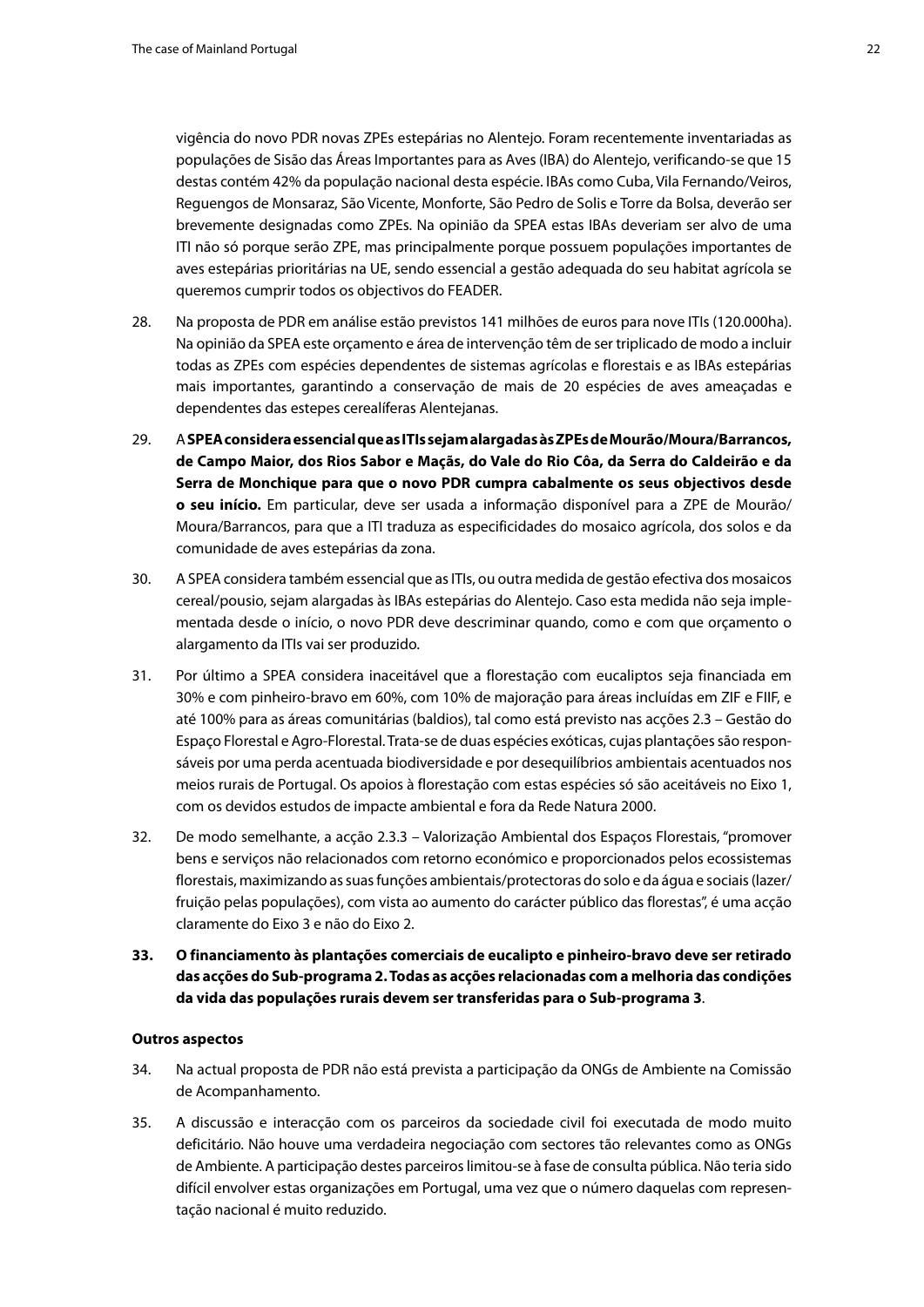vigência do novo PDR novas ZPEs estepárias no Alentejo. Foram recentemente inventariadas as populações de Sisão das Áreas Importantes para as Aves (IBA) do Alentejo, verificando-se que 15 destas contém 42% da população nacional desta espécie. IBAs como Cuba, Vila Fernando/Veiros, Reguengos de Monsaraz, São Vicente, Monforte, São Pedro de Solis e Torre da Bolsa, deverão ser brevemente designadas como ZPEs. Na opinião da SPEA estas IBAs deveriam ser alvo de uma ITI não só porque serão ZPE, mas principalmente porque possuem populações importantes de aves estepárias prioritárias na UE, sendo essencial a gestão adequada do seu habitat agrícola se queremos cumprir todos os objectivos do FEADER.

28. Na proposta de PDR em análise estão previstos 141 milhões de euros para nove ITIs (120.000ha). Na opinião da SPEA este orçamento e área de intervenção têm de ser triplicado de modo a incluir todas as ZPEs com espécies dependentes de sistemas agrícolas e florestais e as IBAs estepárias mais importantes, garantindo a conservação de mais de 20 espécies de aves ameaçadas e dependentes das estepes cerealíferas Alentejanas.

29. A **SPEA considera essencial que as ITIs sejam alargadas às ZPEs de Mourão/Moura/Barrancos, de Campo Maior, dos Rios Sabor e Maçãs, do Vale do Rio Côa, da Serra do Caldeirão e da Serra de Monchique para que o novo PDR cumpra cabalmente os seus objectivos desde o seu início.** Em particular, deve ser usada a informação disponível para a ZPE de Mourão/ Moura/Barrancos, para que a ITI traduza as especificidades do mosaico agrícola, dos solos e da comunidade de aves estepárias da zona.

30. A SPEA considera também essencial que as ITIs, ou outra medida de gestão efectiva dos mosaicos cereal/pousio, sejam alargadas às IBAs estepárias do Alentejo. Caso esta medida não seja implementada desde o início, o novo PDR deve descriminar quando, como e com que orçamento o alargamento da ITIs vai ser produzido.

31. Por último a SPEA considera inaceitável que a florestação com eucaliptos seja financiada em 30% e com pinheiro-bravo em 60%, com 10% de majoração para áreas incluídas em ZIF e FIIF, e até 100% para as áreas comunitárias (baldios), tal como está previsto nas acções 2.3 – Gestão do Espaço Florestal e Agro-Florestal. Trata-se de duas espécies exóticas, cujas plantações são responsáveis por uma perda acentuada biodiversidade e por desequilíbrios ambientais acentuados nos meios rurais de Portugal. Os apoios à florestação com estas espécies só são aceitáveis no Eixo 1, com os devidos estudos de impacte ambiental e fora da Rede Natura 2000.

32. De modo semelhante, a acção 2.3.3 – Valorização Ambiental dos Espaços Florestais, "promover bens e serviços não relacionados com retorno económico e proporcionados pelos ecossistemas florestais, maximizando as suas funções ambientais/protectoras do solo e da água e sociais (lazer/ fruição pelas populações), com vista ao aumento do carácter público das florestas", é uma acção claramente do Eixo 3 e não do Eixo 2.

33. **O financiamento às plantações comerciais de eucalipto e pinheiro-bravo deve ser retirado das acções do Sub-programa 2. Todas as acções relacionadas com a melhoria das condições da vida das populações rurais devem ser transferidas para o Sub-programa 3**.

#### Outros aspectos

34. Na actual proposta de PDR não está prevista a participação da ONGs de Ambiente na Comissão de Acompanhamento.

35. A discussão e interacção com os parceiros da sociedade civil foi executada de modo muito deficitário. Não houve uma verdadeira negociação com sectores tão relevantes como as ONGs de Ambiente. A participação destes parceiros limitou-se à fase de consulta pública. Não teria sido difícil envolver estas organizações em Portugal, uma vez que o número daquelas com representação nacional é muito reduzido.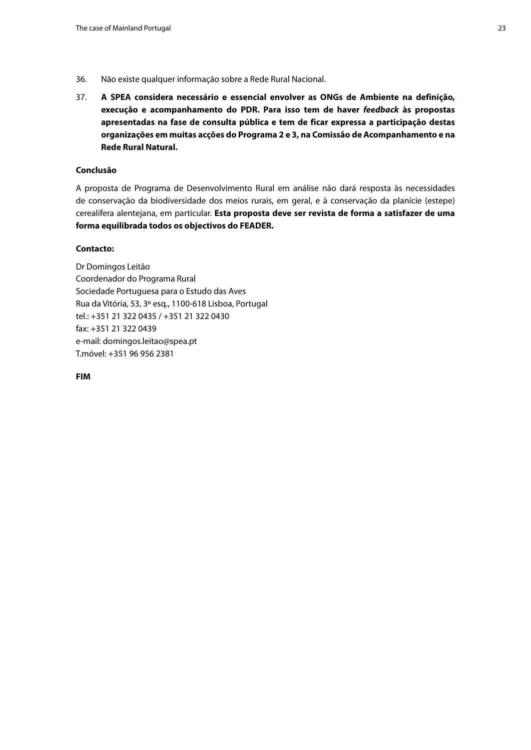36. Não existe qualquer informação sobre a Rede Rural Nacional.

37. **A SPEA considera necessário e essencial envolver as ONGs de Ambiente na definição, execução e acompanhamento do PDR. Para isso tem de haver *feedback* às propostas apresentadas na fase de consulta pública e tem de ficar expressa a participação destas organizações em muitas acções do Programa 2 e 3, na Comissão de Acompanhamento e na Rede Rural Natural.**

**Conclusão**

A proposta de Programa de Desenvolvimento Rural em análise não dará resposta às necessidades de conservação da biodiversidade dos meios rurais, em geral, e à conservação da planície (estepe) cerealífera alentejana, em particular. **Esta proposta deve ser revista de forma a satisfazer de uma forma equilibrada todos os objectivos do FEADER.**

**Contacto:**

Dr Domingos Leitão
Coordenador do Programa Rural
Sociedade Portuguesa para o Estudo das Aves
Rua da Vitória, 53, 3º esq., 1100-618 Lisboa, Portugal
tel.: +351 21 322 0435 / +351 21 322 0430
fax: +351 21 322 0439
e-mail: domingos.leitao@spea.pt
T.móvel: +351 96 956 2381

**FIM**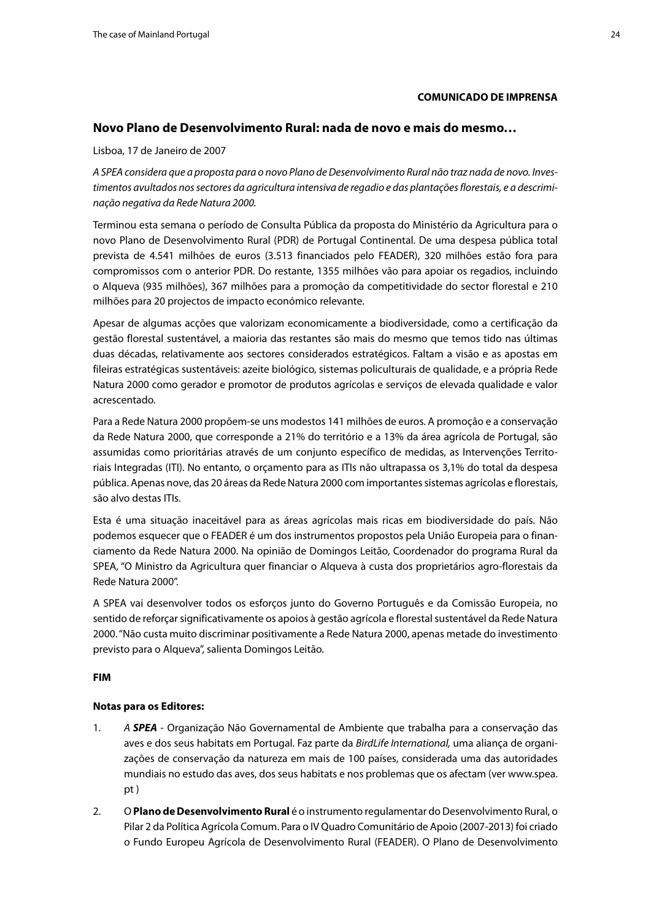**COMUNICADO DE IMPRENSA**

## Novo Plano de Desenvolvimento Rural: nada de novo e mais do mesmo…

Lisboa, 17 de Janeiro de 2007

*A SPEA considera que a proposta para o novo Plano de Desenvolvimento Rural não traz nada de novo. Investimentos avultados nos sectores da agricultura intensiva de regadio e das plantações florestais, e a descriminação negativa da Rede Natura 2000.*

Terminou esta semana o período de Consulta Pública da proposta do Ministério da Agricultura para o novo Plano de Desenvolvimento Rural (PDR) de Portugal Continental. De uma despesa pública total prevista de 4.541 milhões de euros (3.513 financiados pelo FEADER), 320 milhões estão fora para compromissos com o anterior PDR. Do restante, 1355 milhões vão para apoiar os regadios, incluindo o Alqueva (935 milhões), 367 milhões para a promoção da competitividade do sector florestal e 210 milhões para 20 projectos de impacto económico relevante.

Apesar de algumas acções que valorizam economicamente a biodiversidade, como a certificação da gestão florestal sustentável, a maioria das restantes são mais do mesmo que temos tido nas últimas duas décadas, relativamente aos sectores considerados estratégicos. Faltam a visão e as apostas em fileiras estratégicas sustentáveis: azeite biológico, sistemas policulturais de qualidade, e a própria Rede Natura 2000 como gerador e promotor de produtos agrícolas e serviços de elevada qualidade e valor acrescentado.

Para a Rede Natura 2000 propõem-se uns modestos 141 milhões de euros. A promoção e a conservação da Rede Natura 2000, que corresponde a 21% do território e a 13% da área agrícola de Portugal, são assumidas como prioritárias através de um conjunto específico de medidas, as Intervenções Territoriais Integradas (ITI). No entanto, o orçamento para as ITIs não ultrapassa os 3,1% do total da despesa pública. Apenas nove, das 20 áreas da Rede Natura 2000 com importantes sistemas agrícolas e florestais, são alvo destas ITIs.

Esta é uma situação inaceitável para as áreas agrícolas mais ricas em biodiversidade do país. Não podemos esquecer que o FEADER é um dos instrumentos propostos pela União Europeia para o financiamento da Rede Natura 2000. Na opinião de Domingos Leitão, Coordenador do programa Rural da SPEA, "O Ministro da Agricultura quer financiar o Alqueva à custa dos proprietários agro-florestais da Rede Natura 2000".

A SPEA vai desenvolver todos os esforços junto do Governo Português e da Comissão Europeia, no sentido de reforçar significativamente os apoios à gestão agrícola e florestal sustentável da Rede Natura 2000. "Não custa muito discriminar positivamente a Rede Natura 2000, apenas metade do investimento previsto para o Alqueva", salienta Domingos Leitão.

**FIM**

**Notas para os Editores:**

1. *A **SPEA*** - Organização Não Governamental de Ambiente que trabalha para a conservação das aves e dos seus habitats em Portugal. Faz parte da *BirdLife International,* uma aliança de organizações de conservação da natureza em mais de 100 países, considerada uma das autoridades mundiais no estudo das aves, dos seus habitats e nos problemas que os afectam (ver www.spea.pt )

2. O **Plano de Desenvolvimento Rural** é o instrumento regulamentar do Desenvolvimento Rural, o Pilar 2 da Política Agrícola Comum. Para o IV Quadro Comunitário de Apoio (2007-2013) foi criado o Fundo Europeu Agrícola de Desenvolvimento Rural (FEADER). O Plano de Desenvolvimento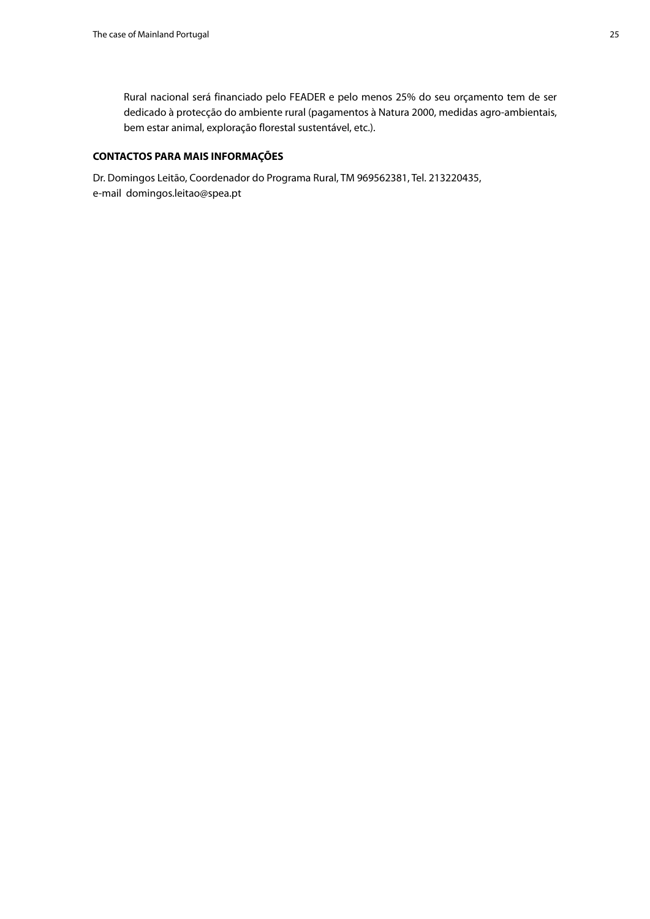Rural nacional será financiado pelo FEADER e pelo menos 25% do seu orçamento tem de ser dedicado à protecção do ambiente rural (pagamentos à Natura 2000, medidas agro-ambientais, bem estar animal, exploração florestal sustentável, etc.).

## CONTACTOS PARA MAIS INFORMAÇÕES

Dr. Domingos Leitão, Coordenador do Programa Rural, TM 969562381, Tel. 213220435,
e-mail domingos.leitao@spea.pt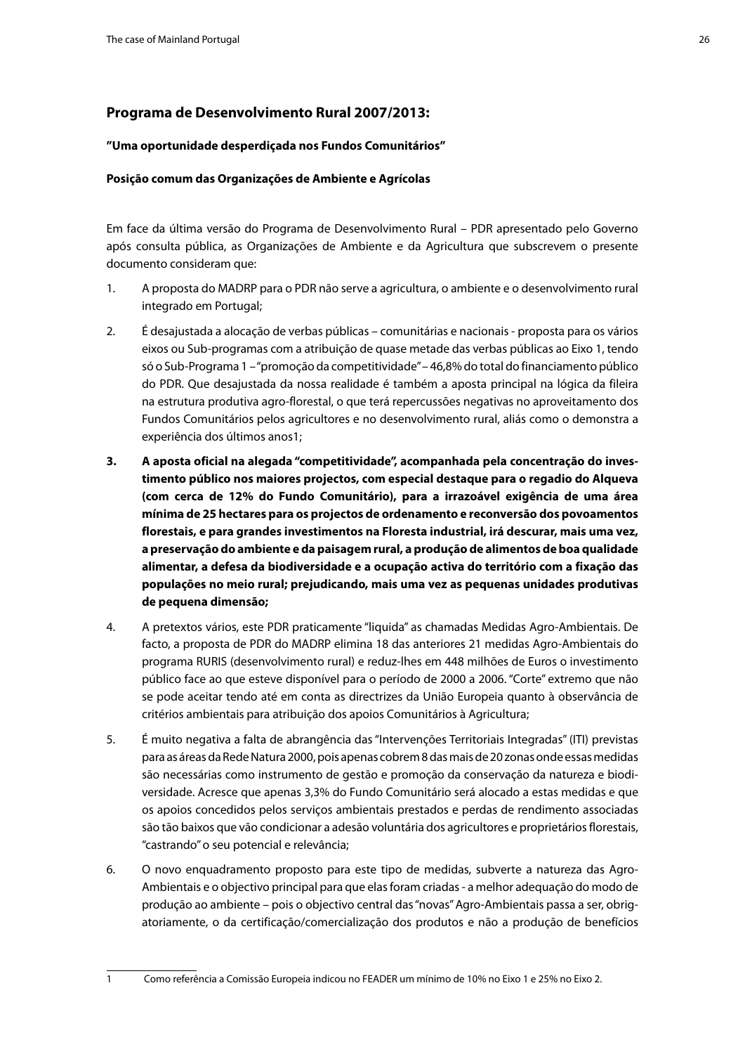## Programa de Desenvolvimento Rural 2007/2013:

**"Uma oportunidade desperdiçada nos Fundos Comunitários"**

**Posição comum das Organizações de Ambiente e Agrícolas**

Em face da última versão do Programa de Desenvolvimento Rural – PDR apresentado pelo Governo após consulta pública, as Organizações de Ambiente e da Agricultura que subscrevem o presente documento consideram que:

1. A proposta do MADRP para o PDR não serve a agricultura, o ambiente e o desenvolvimento rural integrado em Portugal;
2. É desajustada a alocação de verbas públicas – comunitárias e nacionais - proposta para os vários eixos ou Sub-programas com a atribuição de quase metade das verbas públicas ao Eixo 1, tendo só o Sub-Programa 1 – "promoção da competitividade" – 46,8% do total do financiamento público do PDR. Que desajustada da nossa realidade é também a aposta principal na lógica da fileira na estrutura produtiva agro-florestal, o que terá repercussões negativas no aproveitamento dos Fundos Comunitários pelos agricultores e no desenvolvimento rural, aliás como o demonstra a experiência dos últimos anos[1];
3. **A aposta oficial na alegada "competitividade", acompanhada pela concentração do investimento público nos maiores projectos, com especial destaque para o regadio do Alqueva (com cerca de 12% do Fundo Comunitário), para a irrazoável exigência de uma área mínima de 25 hectares para os projectos de ordenamento e reconversão dos povoamentos florestais, e para grandes investimentos na Floresta industrial, irá descurar, mais uma vez, a preservação do ambiente e da paisagem rural, a produção de alimentos de boa qualidade alimentar, a defesa da biodiversidade e a ocupação activa do território com a fixação das populações no meio rural; prejudicando, mais uma vez as pequenas unidades produtivas de pequena dimensão;**
4. A pretextos vários, este PDR praticamente "liquida" as chamadas Medidas Agro-Ambientais. De facto, a proposta de PDR do MADRP elimina 18 das anteriores 21 medidas Agro-Ambientais do programa RURIS (desenvolvimento rural) e reduz-lhes em 448 milhões de Euros o investimento público face ao que esteve disponível para o período de 2000 a 2006. "Corte" extremo que não se pode aceitar tendo até em conta as directrizes da União Europeia quanto à observância de critérios ambientais para atribuição dos apoios Comunitários à Agricultura;
5. É muito negativa a falta de abrangência das "Intervenções Territoriais Integradas" (ITI) previstas para as áreas da Rede Natura 2000, pois apenas cobrem 8 das mais de 20 zonas onde essas medidas são necessárias como instrumento de gestão e promoção da conservação da natureza e biodiversidade. Acresce que apenas 3,3% do Fundo Comunitário será alocado a estas medidas e que os apoios concedidos pelos serviços ambientais prestados e perdas de rendimento associadas são tão baixos que vão condicionar a adesão voluntária dos agricultores e proprietários florestais, "castrando" o seu potencial e relevância;
6. O novo enquadramento proposto para este tipo de medidas, subverte a natureza das Agro-Ambientais e o objectivo principal para que elas foram criadas - a melhor adequação do modo de produção ao ambiente – pois o objectivo central das "novas" Agro-Ambientais passa a ser, obrigatoriamente, o da certificação/comercialização dos produtos e não a produção de benefícios

---

[1] Como referência a Comissão Europeia indicou no FEADER um mínimo de 10% no Eixo 1 e 25% no Eixo 2.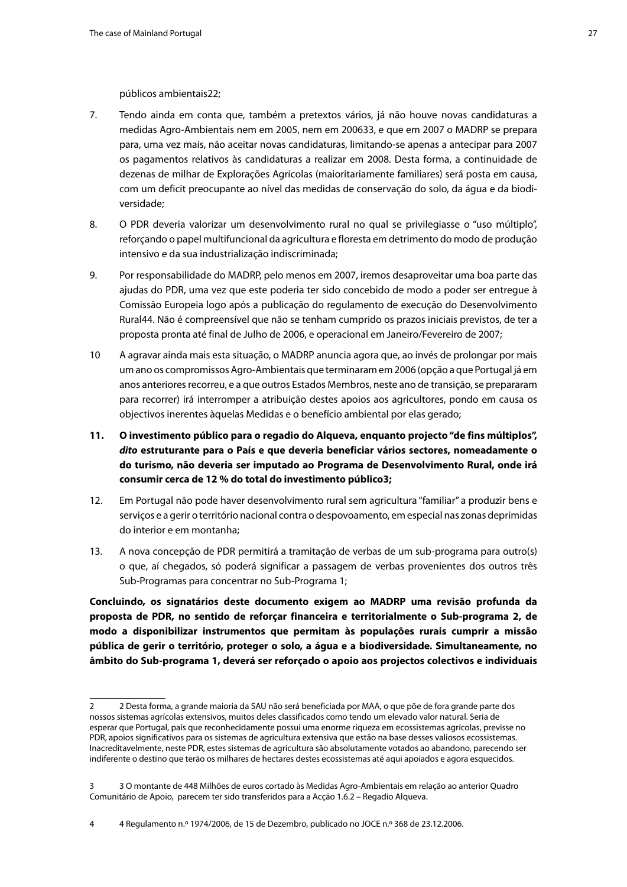públicos ambientais22;

7. Tendo ainda em conta que, também a pretextos vários, já não houve novas candidaturas a medidas Agro-Ambientais nem em 2005, nem em 200633, e que em 2007 o MADRP se prepara para, uma vez mais, não aceitar novas candidaturas, limitando-se apenas a antecipar para 2007 os pagamentos relativos às candidaturas a realizar em 2008. Desta forma, a continuidade de dezenas de milhar de Explorações Agrícolas (maioritariamente familiares) será posta em causa, com um deficit preocupante ao nível das medidas de conservação do solo, da água e da biodiversidade;

8. O PDR deveria valorizar um desenvolvimento rural no qual se privilegiasse o "uso múltiplo", reforçando o papel multifuncional da agricultura e floresta em detrimento do modo de produção intensivo e da sua industrialização indiscriminada;

9. Por responsabilidade do MADRP, pelo menos em 2007, iremos desaproveitar uma boa parte das ajudas do PDR, uma vez que este poderia ter sido concebido de modo a poder ser entregue à Comissão Europeia logo após a publicação do regulamento de execução do Desenvolvimento Rural44. Não é compreensível que não se tenham cumprido os prazos iniciais previstos, de ter a proposta pronta até final de Julho de 2006, e operacional em Janeiro/Fevereiro de 2007;

10 A agravar ainda mais esta situação, o MADRP anuncia agora que, ao invés de prolongar por mais um ano os compromissos Agro-Ambientais que terminaram em 2006 (opção a que Portugal já em anos anteriores recorreu, e a que outros Estados Membros, neste ano de transição, se prepararam para recorrer) irá interromper a atribuição destes apoios aos agricultores, pondo em causa os objectivos inerentes àquelas Medidas e o benefício ambiental por elas gerado;

**11. O investimento público para o regadio do Alqueva, enquanto projecto "de fins múltiplos", *dito* estruturante para o País e que deveria beneficiar vários sectores, nomeadamente o do turismo, não deveria ser imputado ao Programa de Desenvolvimento Rural, onde irá consumir cerca de 12 % do total do investimento público3;**

12. Em Portugal não pode haver desenvolvimento rural sem agricultura "familiar" a produzir bens e serviços e a gerir o território nacional contra o despovoamento, em especial nas zonas deprimidas do interior e em montanha;

13. A nova concepção de PDR permitirá a tramitação de verbas de um sub-programa para outro(s) o que, aí chegados, só poderá significar a passagem de verbas provenientes dos outros três Sub-Programas para concentrar no Sub-Programa 1;

**Concluindo, os signatários deste documento exigem ao MADRP uma revisão profunda da proposta de PDR, no sentido de reforçar financeira e territorialmente o Sub-programa 2, de modo a disponibilizar instrumentos que permitam às populações rurais cumprir a missão pública de gerir o território, proteger o solo, a água e a biodiversidade. Simultaneamente, no âmbito do Sub-programa 1, deverá ser reforçado o apoio aos projectos colectivos e individuais**

---

2 2 Desta forma, a grande maioria da SAU não será beneficiada por MAA, o que põe de fora grande parte dos nossos sistemas agrícolas extensivos, muitos deles classificados como tendo um elevado valor natural. Seria de esperar que Portugal, país que reconhecidamente possui uma enorme riqueza em ecossistemas agrícolas, previsse no PDR, apoios significativos para os sistemas de agricultura extensiva que estão na base desses valiosos ecossistemas. Inacreditavelmente, neste PDR, estes sistemas de agricultura são absolutamente votados ao abandono, parecendo ser indiferente o destino que terão os milhares de hectares destes ecossistemas até aqui apoiados e agora esquecidos.

3 3 O montante de 448 Milhões de euros cortado às Medidas Agro-Ambientais em relação ao anterior Quadro Comunitário de Apoio, parecem ter sido transferidos para a Acção 1.6.2 – Regadio Alqueva.

4 4 Regulamento n.º 1974/2006, de 15 de Dezembro, publicado no JOCE n.º 368 de 23.12.2006.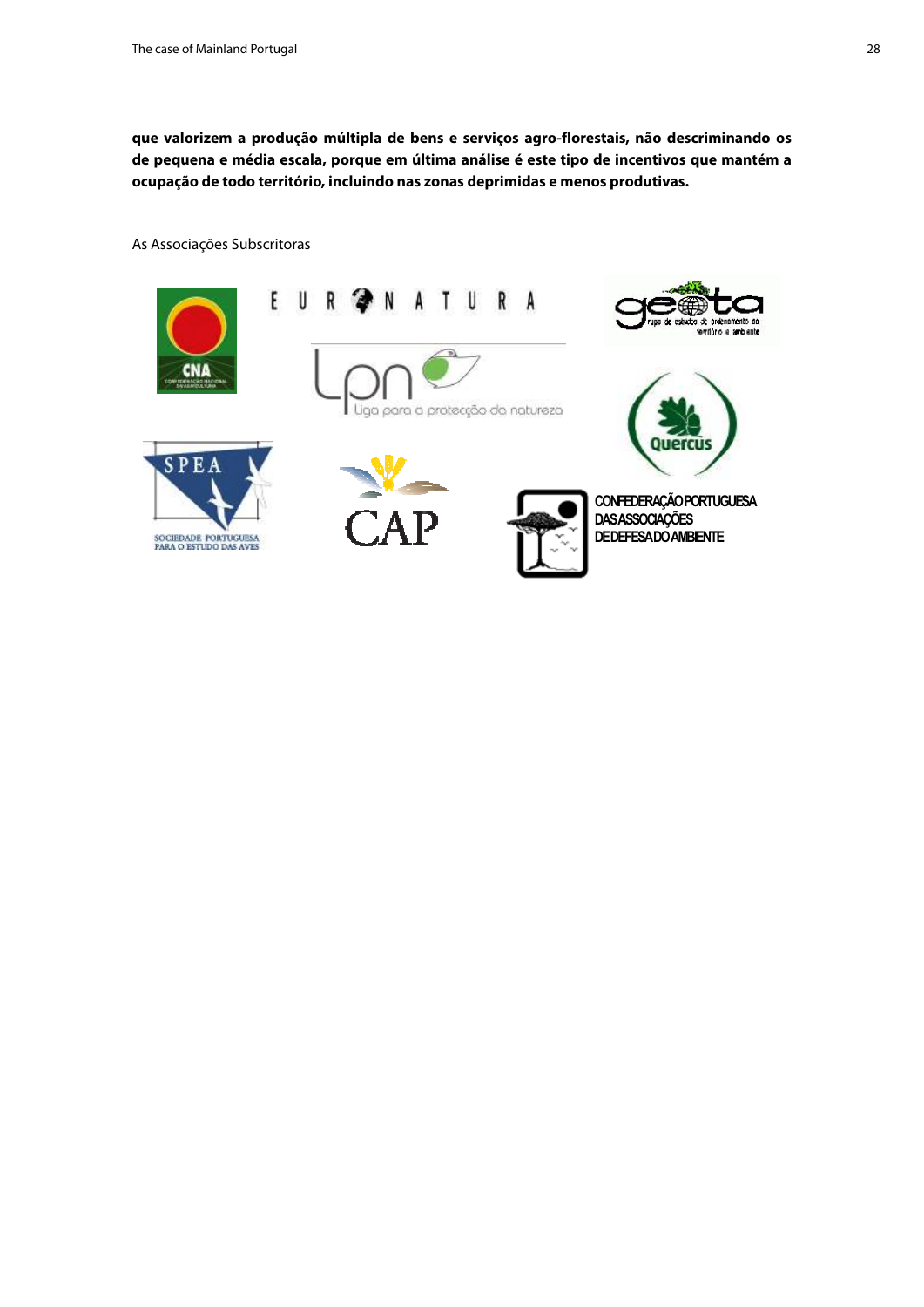**que valorizem a produção múltipla de bens e serviços agro-florestais, não descriminando os de pequena e média escala, porque em última análise é este tipo de incentivos que mantém a ocupação de todo território, incluindo nas zonas deprimidas e menos produtivas.**

As Associações Subscritoras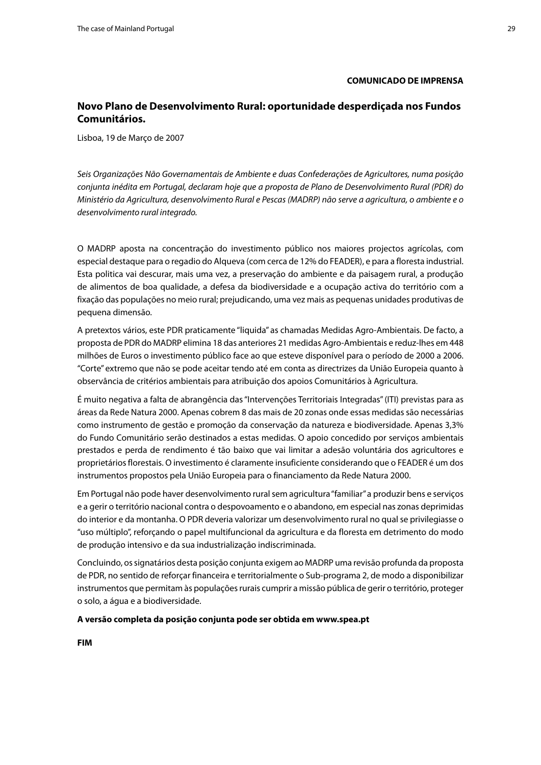**COMUNICADO DE IMPRENSA**

## Novo Plano de Desenvolvimento Rural: oportunidade desperdiçada nos Fundos Comunitários.

Lisboa, 19 de Março de 2007

*Seis Organizações Não Governamentais de Ambiente e duas Confederações de Agricultores, numa posição conjunta inédita em Portugal, declaram hoje que a proposta de Plano de Desenvolvimento Rural (PDR) do Ministério da Agricultura, desenvolvimento Rural e Pescas (MADRP) não serve a agricultura, o ambiente e o desenvolvimento rural integrado.*

O MADRP aposta na concentração do investimento público nos maiores projectos agrícolas, com especial destaque para o regadio do Alqueva (com cerca de 12% do FEADER), e para a floresta industrial. Esta politica vai descurar, mais uma vez, a preservação do ambiente e da paisagem rural, a produção de alimentos de boa qualidade, a defesa da biodiversidade e a ocupação activa do território com a fixação das populações no meio rural; prejudicando, uma vez mais as pequenas unidades produtivas de pequena dimensão.

A pretextos vários, este PDR praticamente "liquida" as chamadas Medidas Agro-Ambientais. De facto, a proposta de PDR do MADRP elimina 18 das anteriores 21 medidas Agro-Ambientais e reduz-lhes em 448 milhões de Euros o investimento público face ao que esteve disponível para o período de 2000 a 2006. "Corte" extremo que não se pode aceitar tendo até em conta as directrizes da União Europeia quanto à observância de critérios ambientais para atribuição dos apoios Comunitários à Agricultura.

É muito negativa a falta de abrangência das "Intervenções Territoriais Integradas" (ITI) previstas para as áreas da Rede Natura 2000. Apenas cobrem 8 das mais de 20 zonas onde essas medidas são necessárias como instrumento de gestão e promoção da conservação da natureza e biodiversidade. Apenas 3,3% do Fundo Comunitário serão destinados a estas medidas. O apoio concedido por serviços ambientais prestados e perda de rendimento é tão baixo que vai limitar a adesão voluntária dos agricultores e proprietários florestais. O investimento é claramente insuficiente considerando que o FEADER é um dos instrumentos propostos pela União Europeia para o financiamento da Rede Natura 2000.

Em Portugal não pode haver desenvolvimento rural sem agricultura "familiar" a produzir bens e serviços e a gerir o território nacional contra o despovoamento e o abandono, em especial nas zonas deprimidas do interior e da montanha. O PDR deveria valorizar um desenvolvimento rural no qual se privilegiasse o "uso múltiplo", reforçando o papel multifuncional da agricultura e da floresta em detrimento do modo de produção intensivo e da sua industrialização indiscriminada.

Concluindo, os signatários desta posição conjunta exigem ao MADRP uma revisão profunda da proposta de PDR, no sentido de reforçar financeira e territorialmente o Sub-programa 2, de modo a disponibilizar instrumentos que permitam às populações rurais cumprir a missão pública de gerir o território, proteger o solo, a água e a biodiversidade.

**A versão completa da posição conjunta pode ser obtida em www.spea.pt**

**FIM**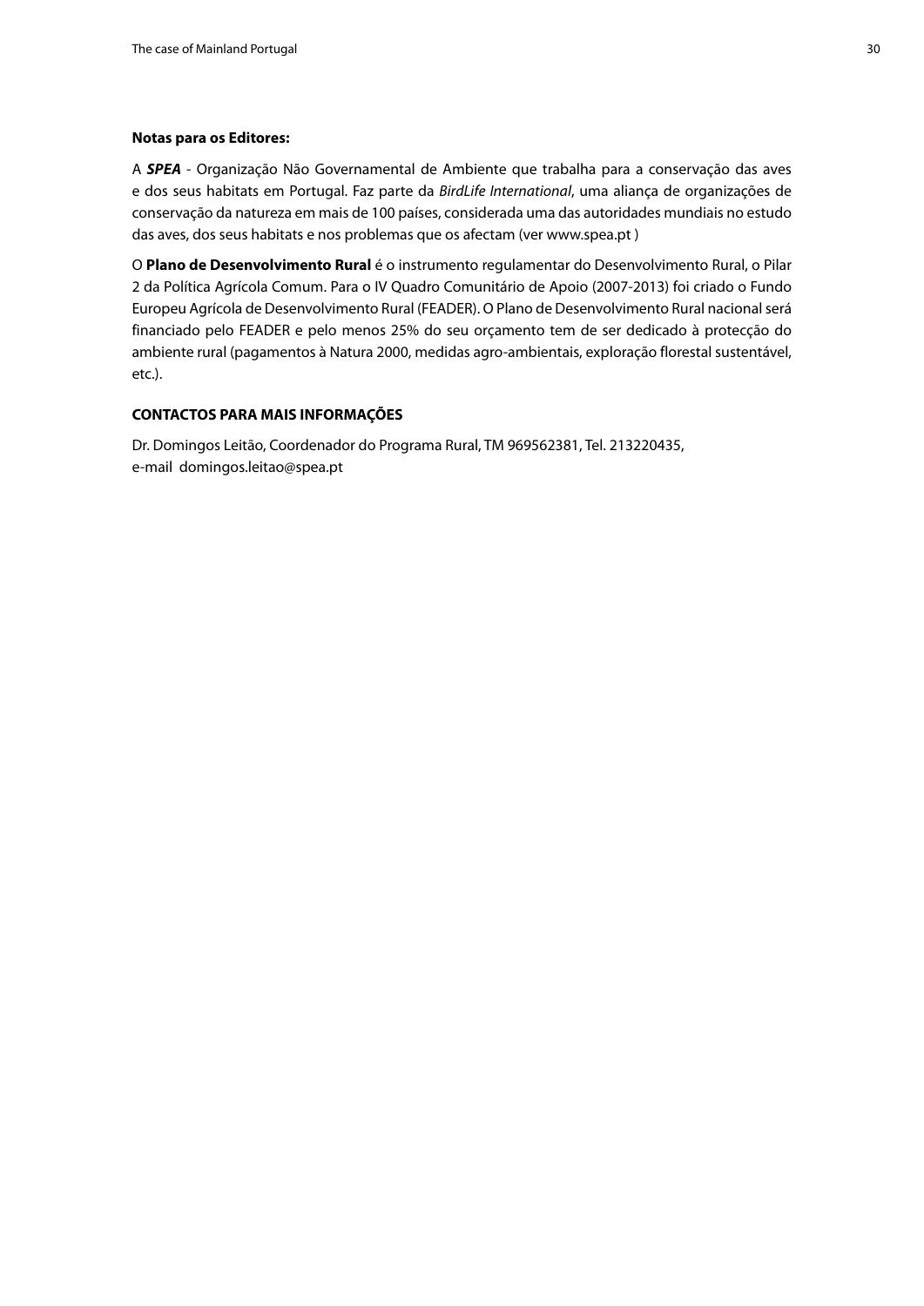**Notas para os Editores:**

A ***SPEA*** - Organização Não Governamental de Ambiente que trabalha para a conservação das aves e dos seus habitats em Portugal. Faz parte da *BirdLife International*, uma aliança de organizações de conservação da natureza em mais de 100 países, considerada uma das autoridades mundiais no estudo das aves, dos seus habitats e nos problemas que os afectam (ver www.spea.pt )

O **Plano de Desenvolvimento Rural** é o instrumento regulamentar do Desenvolvimento Rural, o Pilar 2 da Política Agrícola Comum. Para o IV Quadro Comunitário de Apoio (2007-2013) foi criado o Fundo Europeu Agrícola de Desenvolvimento Rural (FEADER). O Plano de Desenvolvimento Rural nacional será financiado pelo FEADER e pelo menos 25% do seu orçamento tem de ser dedicado à protecção do ambiente rural (pagamentos à Natura 2000, medidas agro-ambientais, exploração florestal sustentável, etc.).

**CONTACTOS PARA MAIS INFORMAÇÕES**

Dr. Domingos Leitão, Coordenador do Programa Rural, TM 969562381, Tel. 213220435,
e-mail domingos.leitao@spea.pt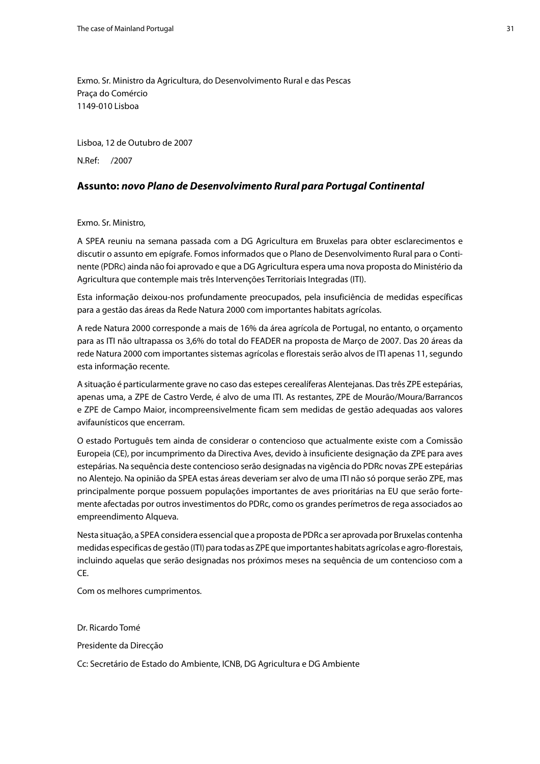Exmo. Sr. Ministro da Agricultura, do Desenvolvimento Rural e das Pescas
Praça do Comércio
1149-010 Lisboa

Lisboa, 12 de Outubro de 2007

N.Ref:   /2007

**Assunto:** ***novo Plano de Desenvolvimento Rural para Portugal Continental***

Exmo. Sr. Ministro,

A SPEA reuniu na semana passada com a DG Agricultura em Bruxelas para obter esclarecimentos e discutir o assunto em epígrafe. Fomos informados que o Plano de Desenvolvimento Rural para o Continente (PDRc) ainda não foi aprovado e que a DG Agricultura espera uma nova proposta do Ministério da Agricultura que contemple mais três Intervenções Territoriais Integradas (ITI).

Esta informação deixou-nos profundamente preocupados, pela insuficiência de medidas específicas para a gestão das áreas da Rede Natura 2000 com importantes habitats agrícolas.

A rede Natura 2000 corresponde a mais de 16% da área agrícola de Portugal, no entanto, o orçamento para as ITI não ultrapassa os 3,6% do total do FEADER na proposta de Março de 2007. Das 20 áreas da rede Natura 2000 com importantes sistemas agrícolas e florestais serão alvos de ITI apenas 11, segundo esta informação recente.

A situação é particularmente grave no caso das estepes cerealíferas Alentejanas. Das três ZPE estepárias, apenas uma, a ZPE de Castro Verde, é alvo de uma ITI. As restantes, ZPE de Mourão/Moura/Barrancos e ZPE de Campo Maior, incompreensivelmente ficam sem medidas de gestão adequadas aos valores avifaunísticos que encerram.

O estado Português tem ainda de considerar o contencioso que actualmente existe com a Comissão Europeia (CE), por incumprimento da Directiva Aves, devido à insuficiente designação da ZPE para aves estepárias. Na sequência deste contencioso serão designadas na vigência do PDRc novas ZPE estepárias no Alentejo. Na opinião da SPEA estas áreas deveriam ser alvo de uma ITI não só porque serão ZPE, mas principalmente porque possuem populações importantes de aves prioritárias na EU que serão fortemente afectadas por outros investimentos do PDRc, como os grandes perímetros de rega associados ao empreendimento Alqueva.

Nesta situação, a SPEA considera essencial que a proposta de PDRc a ser aprovada por Bruxelas contenha medidas especificas de gestão (ITI) para todas as ZPE que importantes habitats agrícolas e agro-florestais, incluindo aquelas que serão designadas nos próximos meses na sequência de um contencioso com a CE.

Com os melhores cumprimentos.

Dr. Ricardo Tomé

Presidente da Direcção

Cc: Secretário de Estado do Ambiente, ICNB, DG Agricultura e DG Ambiente